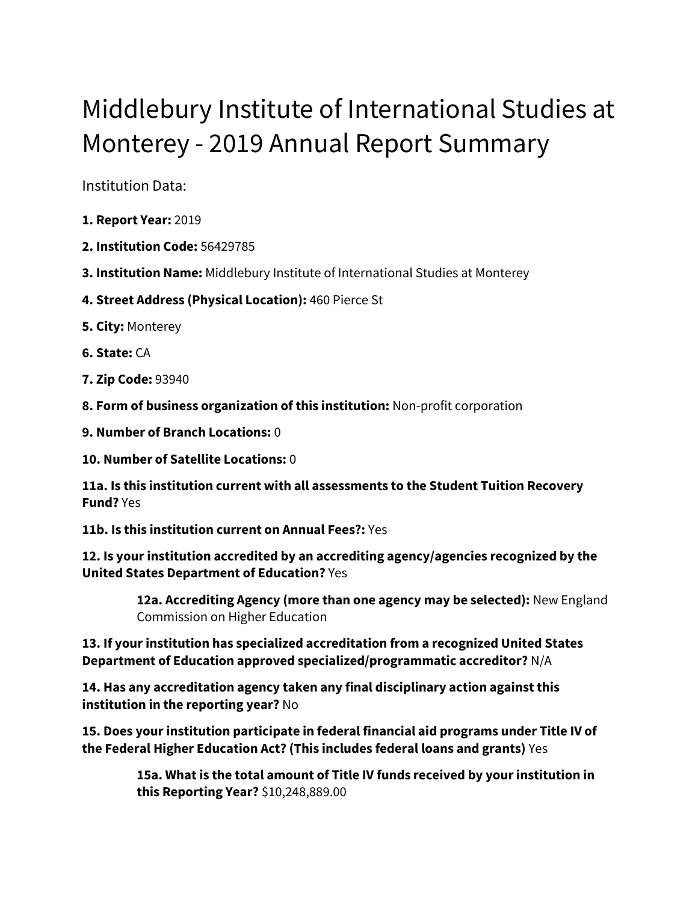# Middlebury Institute of International Studies at Monterey - 2019 Annual Report Summary

Institution Data:

**1. Report Year:** 2019

**2. Institution Code:** 56429785

**3. Institution Name:** Middlebury Institute of International Studies at Monterey

**4. Street Address (Physical Location):** 460 Pierce St

**5. City:** Monterey

**6. State:** CA

**7. Zip Code:** 93940

**8. Form of business organization of this institution:** Non-profit corporation

**9. Number of Branch Locations:** 0

**10. Number of Satellite Locations:** 0

**11a. Is this institution current with all assessments to the Student Tuition Recovery Fund?** Yes

**11b. Is this institution current on Annual Fees?:** Yes

**12. Is your institution accredited by an accrediting agency/agencies recognized by the United States Department of Education?** Yes

> **12a. Accrediting Agency (more than one agency may be selected):** New England Commission on Higher Education

**13. If your institution has specialized accreditation from a recognized United States Department of Education approved specialized/programmatic accreditor?** N/A

**14. Has any accreditation agency taken any final disciplinary action against this institution in the reporting year?** No

**15. Does your institution participate in federal financial aid programs under Title IV of the Federal Higher Education Act? (This includes federal loans and grants)** Yes

> **15a. What is the total amount of Title IV funds received by your institution in this Reporting Year?** $10,248,889.00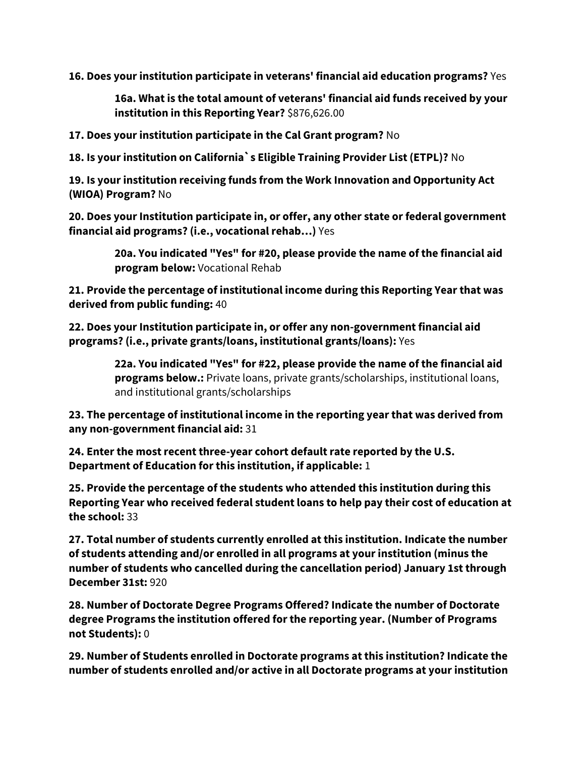**16. Does your institution participate in veterans' financial aid education programs?** Yes

> **16a. What is the total amount of veterans' financial aid funds received by your institution in this Reporting Year?** $876,626.00

**17. Does your institution participate in the Cal Grant program?** No

**18. Is your institution on California`s Eligible Training Provider List (ETPL)?** No

**19. Is your institution receiving funds from the Work Innovation and Opportunity Act (WIOA) Program?** No

**20. Does your Institution participate in, or offer, any other state or federal government financial aid programs? (i.e., vocational rehab…)** Yes

> **20a. You indicated "Yes" for #20, please provide the name of the financial aid program below:** Vocational Rehab

**21. Provide the percentage of institutional income during this Reporting Year that was derived from public funding:** 40

**22. Does your Institution participate in, or offer any non-government financial aid programs? (i.e., private grants/loans, institutional grants/loans):** Yes

> **22a. You indicated "Yes" for #22, please provide the name of the financial aid programs below.:** Private loans, private grants/scholarships, institutional loans, and institutional grants/scholarships

**23. The percentage of institutional income in the reporting year that was derived from any non-government financial aid:** 31

**24. Enter the most recent three-year cohort default rate reported by the U.S. Department of Education for this institution, if applicable:** 1

**25. Provide the percentage of the students who attended this institution during this Reporting Year who received federal student loans to help pay their cost of education at the school:** 33

**27. Total number of students currently enrolled at this institution. Indicate the number of students attending and/or enrolled in all programs at your institution (minus the number of students who cancelled during the cancellation period) January 1st through December 31st:** 920

**28. Number of Doctorate Degree Programs Offered? Indicate the number of Doctorate degree Programs the institution offered for the reporting year. (Number of Programs not Students):** 0

**29. Number of Students enrolled in Doctorate programs at this institution? Indicate the number of students enrolled and/or active in all Doctorate programs at your institution**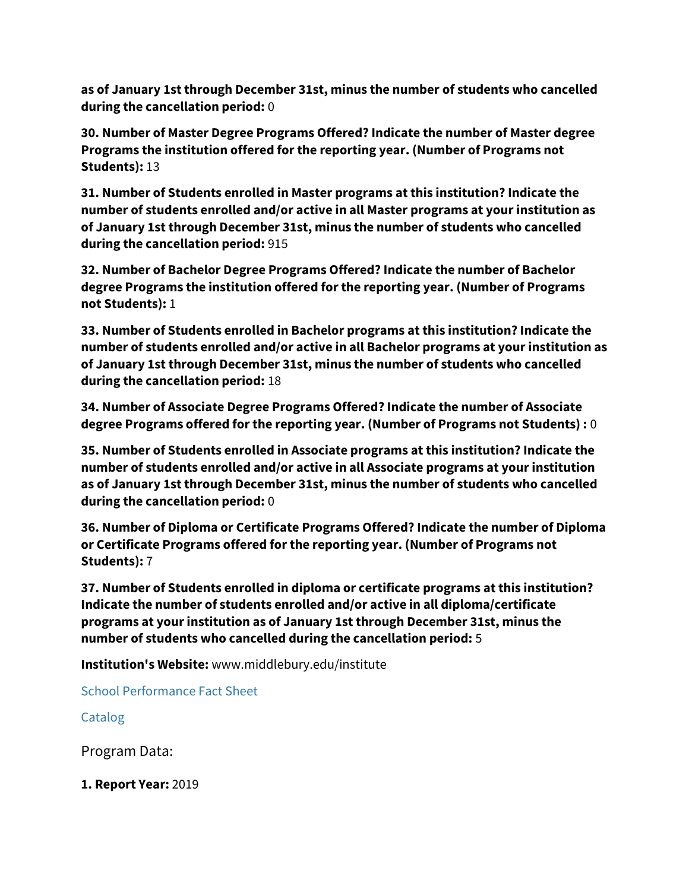**as of January 1st through December 31st, minus the number of students who cancelled during the cancellation period:** 0

**30. Number of Master Degree Programs Offered? Indicate the number of Master degree Programs the institution offered for the reporting year. (Number of Programs not Students):** 13

**31. Number of Students enrolled in Master programs at this institution? Indicate the number of students enrolled and/or active in all Master programs at your institution as of January 1st through December 31st, minus the number of students who cancelled during the cancellation period:** 915

**32. Number of Bachelor Degree Programs Offered? Indicate the number of Bachelor degree Programs the institution offered for the reporting year. (Number of Programs not Students):** 1

**33. Number of Students enrolled in Bachelor programs at this institution? Indicate the number of students enrolled and/or active in all Bachelor programs at your institution as of January 1st through December 31st, minus the number of students who cancelled during the cancellation period:** 18

**34. Number of Associate Degree Programs Offered? Indicate the number of Associate degree Programs offered for the reporting year. (Number of Programs not Students) :** 0

**35. Number of Students enrolled in Associate programs at this institution? Indicate the number of students enrolled and/or active in all Associate programs at your institution as of January 1st through December 31st, minus the number of students who cancelled during the cancellation period:** 0

**36. Number of Diploma or Certificate Programs Offered? Indicate the number of Diploma or Certificate Programs offered for the reporting year. (Number of Programs not Students):** 7

**37. Number of Students enrolled in diploma or certificate programs at this institution? Indicate the number of students enrolled and/or active in all diploma/certificate programs at your institution as of January 1st through December 31st, minus the number of students who cancelled during the cancellation period:** 5

**Institution's Website:** www.middlebury.edu/institute

School Performance Fact Sheet

Catalog

Program Data:

**1. Report Year:** 2019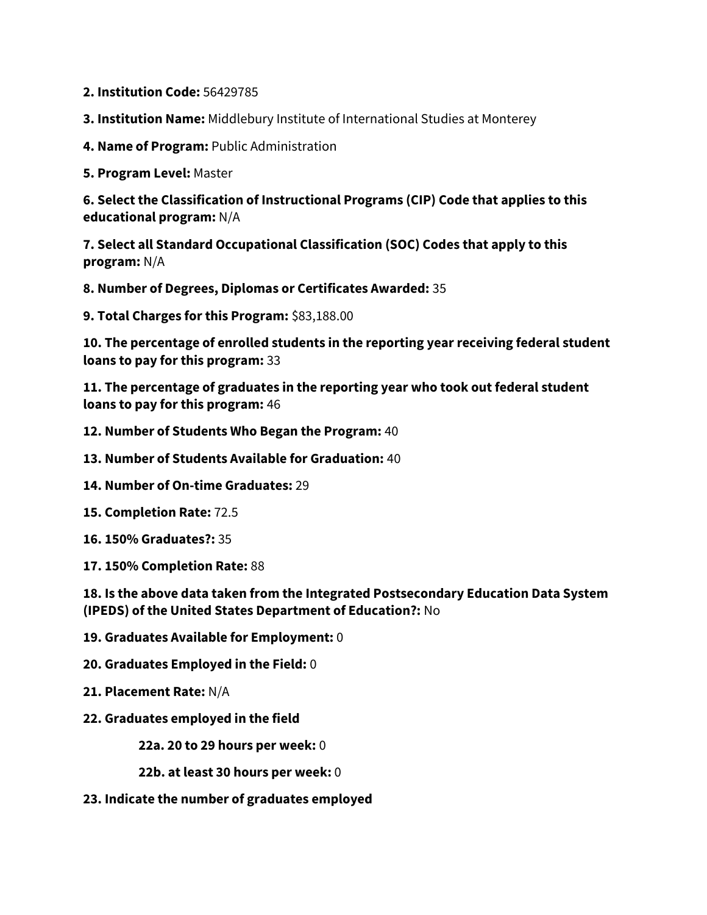**2. Institution Code:** 56429785

**3. Institution Name:** Middlebury Institute of International Studies at Monterey

**4. Name of Program:** Public Administration

**5. Program Level:** Master

**6. Select the Classification of Instructional Programs (CIP) Code that applies to this educational program:** N/A

**7. Select all Standard Occupational Classification (SOC) Codes that apply to this program:** N/A

**8. Number of Degrees, Diplomas or Certificates Awarded:** 35

**9. Total Charges for this Program:** $83,188.00

**10. The percentage of enrolled students in the reporting year receiving federal student loans to pay for this program:** 33

**11. The percentage of graduates in the reporting year who took out federal student loans to pay for this program:** 46

**12. Number of Students Who Began the Program:** 40

**13. Number of Students Available for Graduation:** 40

**14. Number of On-time Graduates:** 29

**15. Completion Rate:** 72.5

**16. 150% Graduates?:** 35

**17. 150% Completion Rate:** 88

**18. Is the above data taken from the Integrated Postsecondary Education Data System (IPEDS) of the United States Department of Education?:** No

**19. Graduates Available for Employment:** 0

**20. Graduates Employed in the Field:** 0

**21. Placement Rate:** N/A

**22. Graduates employed in the field**

- **22a. 20 to 29 hours per week:** 0
- **22b. at least 30 hours per week:** 0

**23. Indicate the number of graduates employed**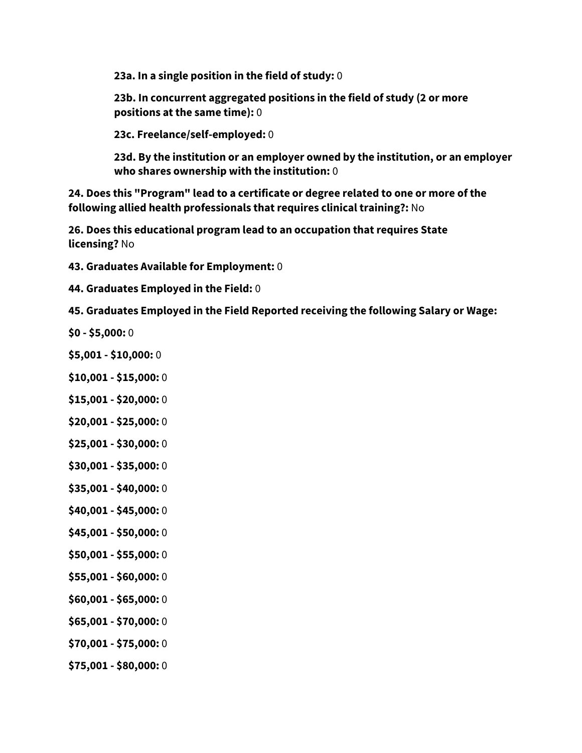**23a. In a single position in the field of study:** 0

**23b. In concurrent aggregated positions in the field of study (2 or more positions at the same time):** 0

**23c. Freelance/self-employed:** 0

**23d. By the institution or an employer owned by the institution, or an employer who shares ownership with the institution:** 0

**24. Does this "Program" lead to a certificate or degree related to one or more of the following allied health professionals that requires clinical training?:** No

**26. Does this educational program lead to an occupation that requires State licensing?** No

**43. Graduates Available for Employment:** 0

**44. Graduates Employed in the Field:** 0

**45. Graduates Employed in the Field Reported receiving the following Salary or Wage:**

**$0 - $5,000:** 0

**$5,001 - $10,000:** 0

**$10,001 - $15,000:** 0

**$15,001 - $20,000:** 0

**$20,001 - $25,000:** 0

**$25,001 - $30,000:** 0

**$30,001 - $35,000:** 0

**$35,001 - $40,000:** 0

**$40,001 - $45,000:** 0

**$45,001 - $50,000:** 0

**$50,001 - $55,000:** 0

**$55,001 - $60,000:** 0

**$60,001 - $65,000:** 0

**$65,001 - $70,000:** 0

**$70,001 - $75,000:** 0

**$75,001 - $80,000:** 0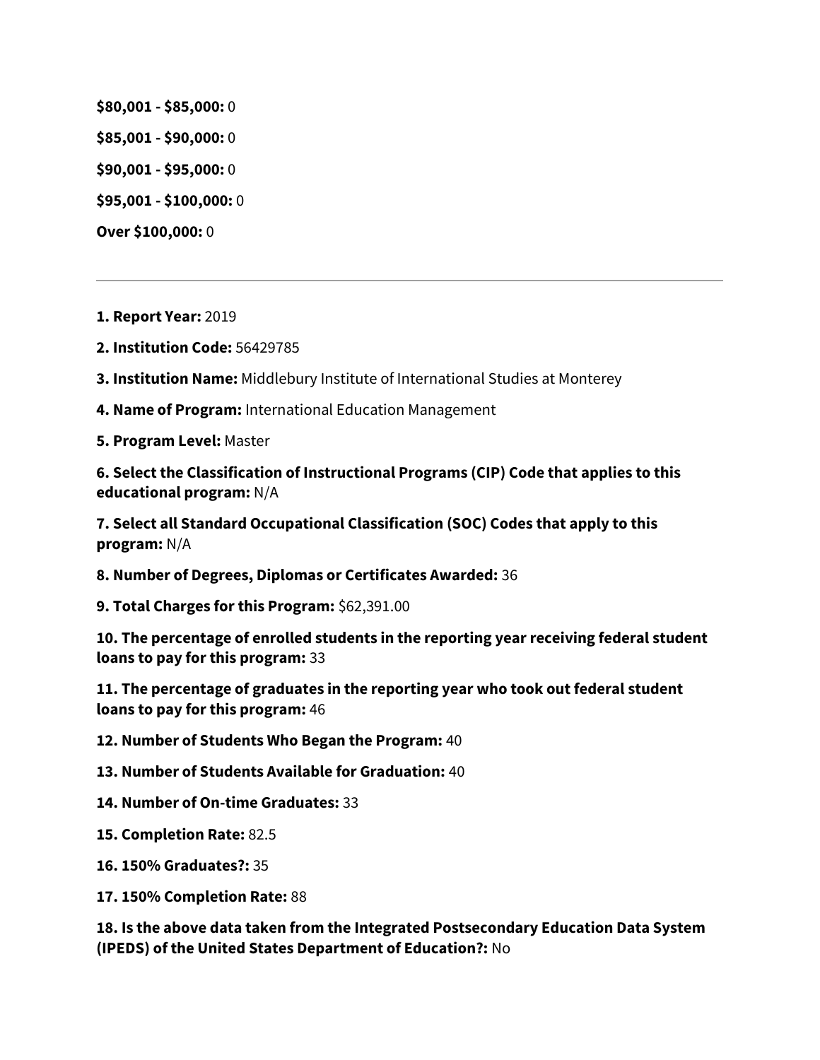**$80,001 - $85,000:** 0

**$85,001 - $90,000:** 0

**$90,001 - $95,000:** 0

**$95,001 - $100,000:** 0

**Over $100,000:** 0

---

**1. Report Year:** 2019

**2. Institution Code:** 56429785

**3. Institution Name:** Middlebury Institute of International Studies at Monterey

**4. Name of Program:** International Education Management

**5. Program Level:** Master

**6. Select the Classification of Instructional Programs (CIP) Code that applies to this educational program:** N/A

**7. Select all Standard Occupational Classification (SOC) Codes that apply to this program:** N/A

**8. Number of Degrees, Diplomas or Certificates Awarded:** 36

**9. Total Charges for this Program:** $62,391.00

**10. The percentage of enrolled students in the reporting year receiving federal student loans to pay for this program:** 33

**11. The percentage of graduates in the reporting year who took out federal student loans to pay for this program:** 46

**12. Number of Students Who Began the Program:** 40

**13. Number of Students Available for Graduation:** 40

**14. Number of On-time Graduates:** 33

**15. Completion Rate:** 82.5

**16. 150% Graduates?:** 35

**17. 150% Completion Rate:** 88

**18. Is the above data taken from the Integrated Postsecondary Education Data System (IPEDS) of the United States Department of Education?:** No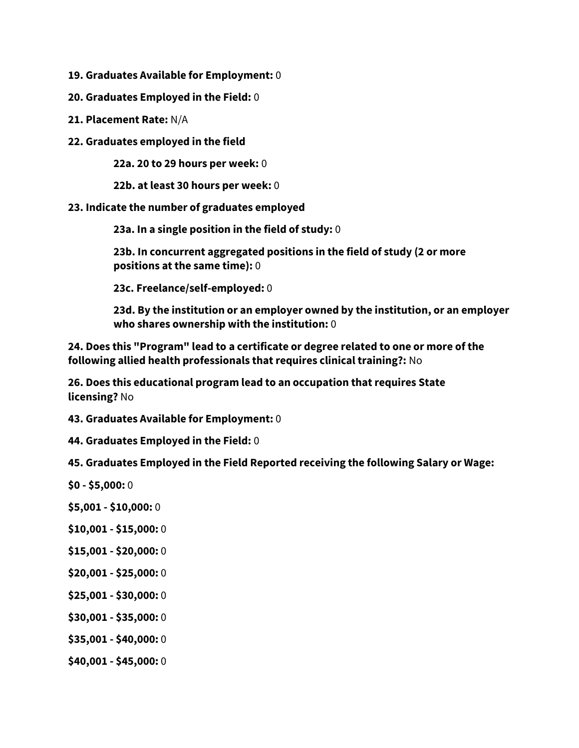**19. Graduates Available for Employment:** 0

**20. Graduates Employed in the Field:** 0

**21. Placement Rate:** N/A

**22. Graduates employed in the field**

> **22a. 20 to 29 hours per week:** 0
>
> **22b. at least 30 hours per week:** 0

**23. Indicate the number of graduates employed**

> **23a. In a single position in the field of study:** 0
>
> **23b. In concurrent aggregated positions in the field of study (2 or more positions at the same time):** 0
>
> **23c. Freelance/self-employed:** 0
>
> **23d. By the institution or an employer owned by the institution, or an employer who shares ownership with the institution:** 0

**24. Does this "Program" lead to a certificate or degree related to one or more of the following allied health professionals that requires clinical training?:** No

**26. Does this educational program lead to an occupation that requires State licensing?** No

**43. Graduates Available for Employment:** 0

**44. Graduates Employed in the Field:** 0

**45. Graduates Employed in the Field Reported receiving the following Salary or Wage:**

**$0 - $5,000:** 0

**$5,001 - $10,000:** 0

**$10,001 - $15,000:** 0

**$15,001 - $20,000:** 0

**$20,001 - $25,000:** 0

**$25,001 - $30,000:** 0

**$30,001 - $35,000:** 0

**$35,001 - $40,000:** 0

**$40,001 - $45,000:** 0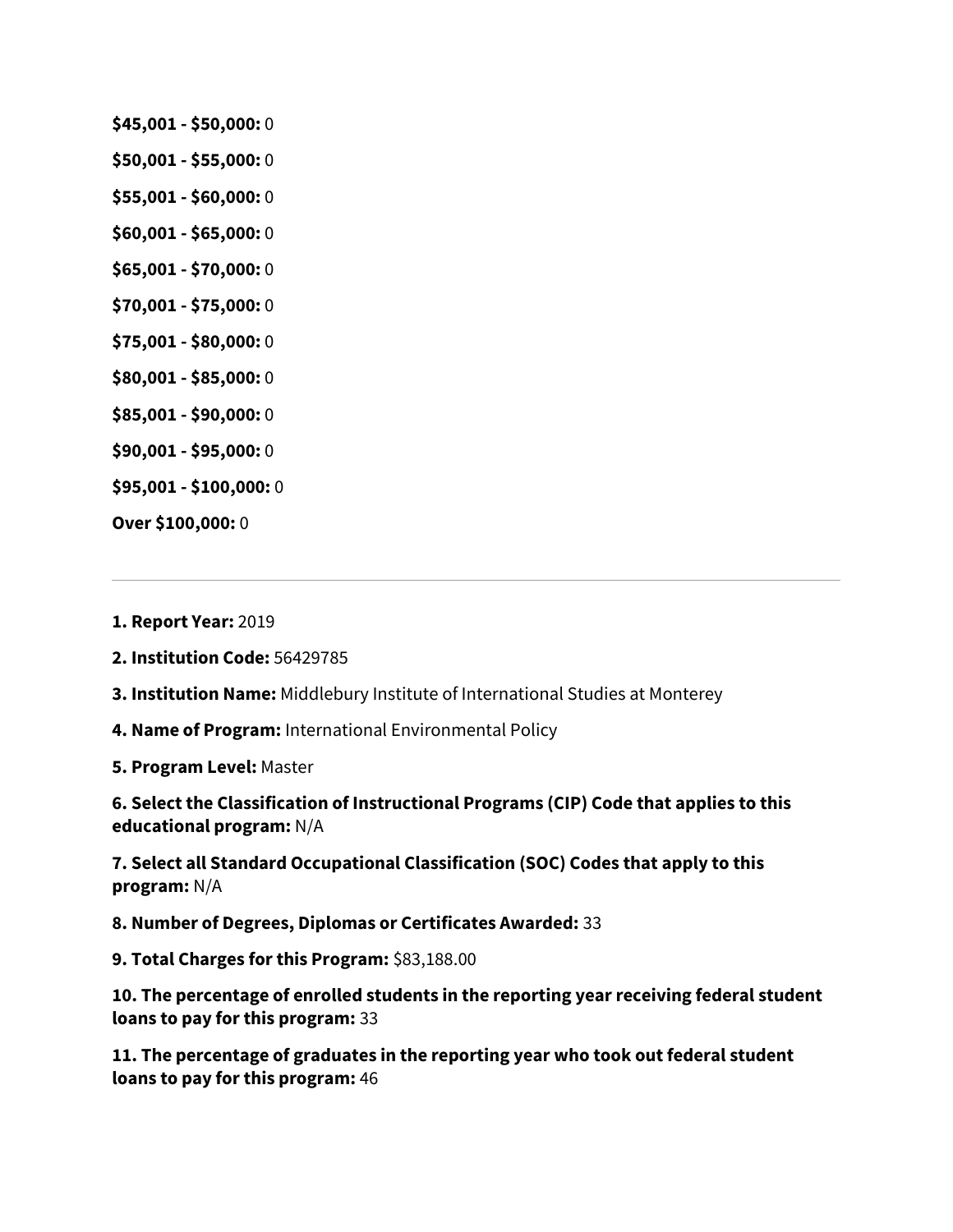**$45,001 - $50,000:** 0

**$50,001 - $55,000:** 0

**$55,001 - $60,000:** 0

**$60,001 - $65,000:** 0

**$65,001 - $70,000:** 0

**$70,001 - $75,000:** 0

**$75,001 - $80,000:** 0

**$80,001 - $85,000:** 0

**$85,001 - $90,000:** 0

**$90,001 - $95,000:** 0

**$95,001 - $100,000:** 0

**Over $100,000:** 0

---

**1. Report Year:** 2019

**2. Institution Code:** 56429785

**3. Institution Name:** Middlebury Institute of International Studies at Monterey

**4. Name of Program:** International Environmental Policy

**5. Program Level:** Master

**6. Select the Classification of Instructional Programs (CIP) Code that applies to this educational program:** N/A

**7. Select all Standard Occupational Classification (SOC) Codes that apply to this program:** N/A

**8. Number of Degrees, Diplomas or Certificates Awarded:** 33

**9. Total Charges for this Program:** $83,188.00

**10. The percentage of enrolled students in the reporting year receiving federal student loans to pay for this program:** 33

**11. The percentage of graduates in the reporting year who took out federal student loans to pay for this program:** 46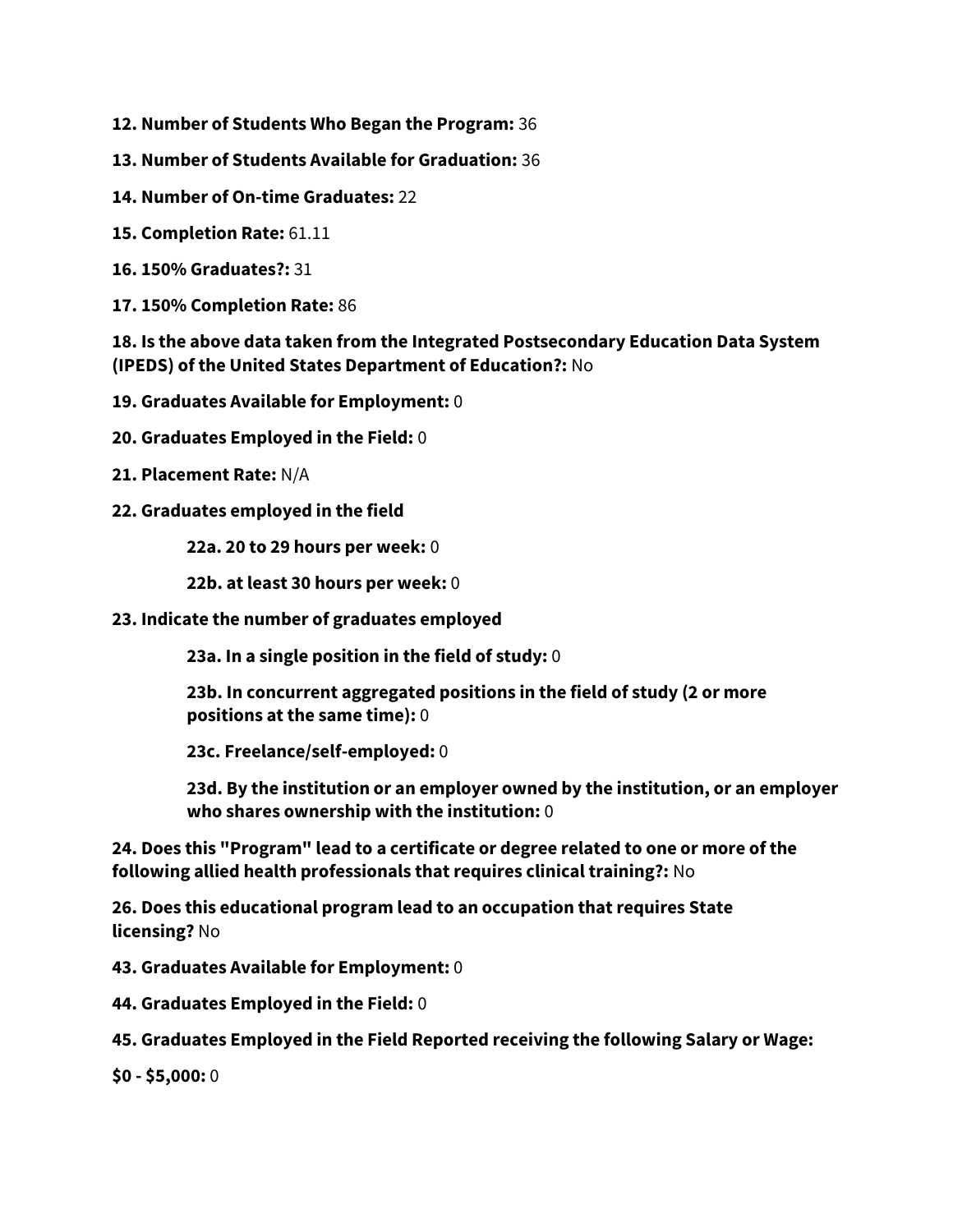**12. Number of Students Who Began the Program:** 36

**13. Number of Students Available for Graduation:** 36

**14. Number of On-time Graduates:** 22

**15. Completion Rate:** 61.11

**16. 150% Graduates?:** 31

**17. 150% Completion Rate:** 86

**18. Is the above data taken from the Integrated Postsecondary Education Data System (IPEDS) of the United States Department of Education?:** No

**19. Graduates Available for Employment:** 0

**20. Graduates Employed in the Field:** 0

**21. Placement Rate:** N/A

**22. Graduates employed in the field**

> **22a. 20 to 29 hours per week:** 0
>
> **22b. at least 30 hours per week:** 0

**23. Indicate the number of graduates employed**

> **23a. In a single position in the field of study:** 0
>
> **23b. In concurrent aggregated positions in the field of study (2 or more positions at the same time):** 0
>
> **23c. Freelance/self-employed:** 0
>
> **23d. By the institution or an employer owned by the institution, or an employer who shares ownership with the institution:** 0

**24. Does this "Program" lead to a certificate or degree related to one or more of the following allied health professionals that requires clinical training?:** No

**26. Does this educational program lead to an occupation that requires State licensing?** No

**43. Graduates Available for Employment:** 0

**44. Graduates Employed in the Field:** 0

**45. Graduates Employed in the Field Reported receiving the following Salary or Wage:**

**$0 - $5,000:** 0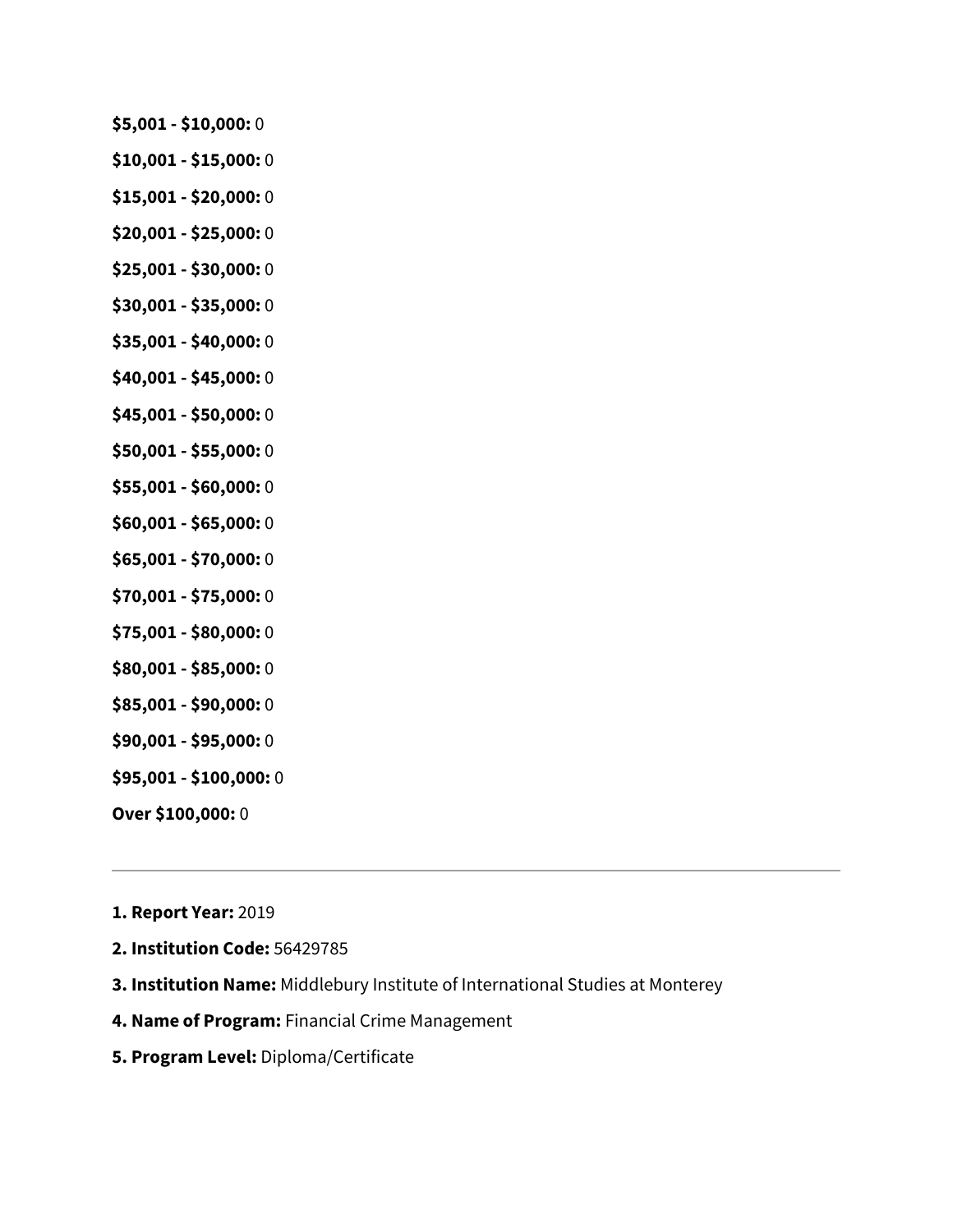**$5,001 - $10,000:** 0

**$10,001 - $15,000:** 0

**$15,001 - $20,000:** 0

**$20,001 - $25,000:** 0

**$25,001 - $30,000:** 0

**$30,001 - $35,000:** 0

**$35,001 - $40,000:** 0

**$40,001 - $45,000:** 0

**$45,001 - $50,000:** 0

**$50,001 - $55,000:** 0

**$55,001 - $60,000:** 0

**$60,001 - $65,000:** 0

**$65,001 - $70,000:** 0

**$70,001 - $75,000:** 0

**$75,001 - $80,000:** 0

**$80,001 - $85,000:** 0

**$85,001 - $90,000:** 0

**$90,001 - $95,000:** 0

**$95,001 - $100,000:** 0

**Over $100,000:** 0

---

**1. Report Year:** 2019

**2. Institution Code:** 56429785

**3. Institution Name:** Middlebury Institute of International Studies at Monterey

**4. Name of Program:** Financial Crime Management

**5. Program Level:** Diploma/Certificate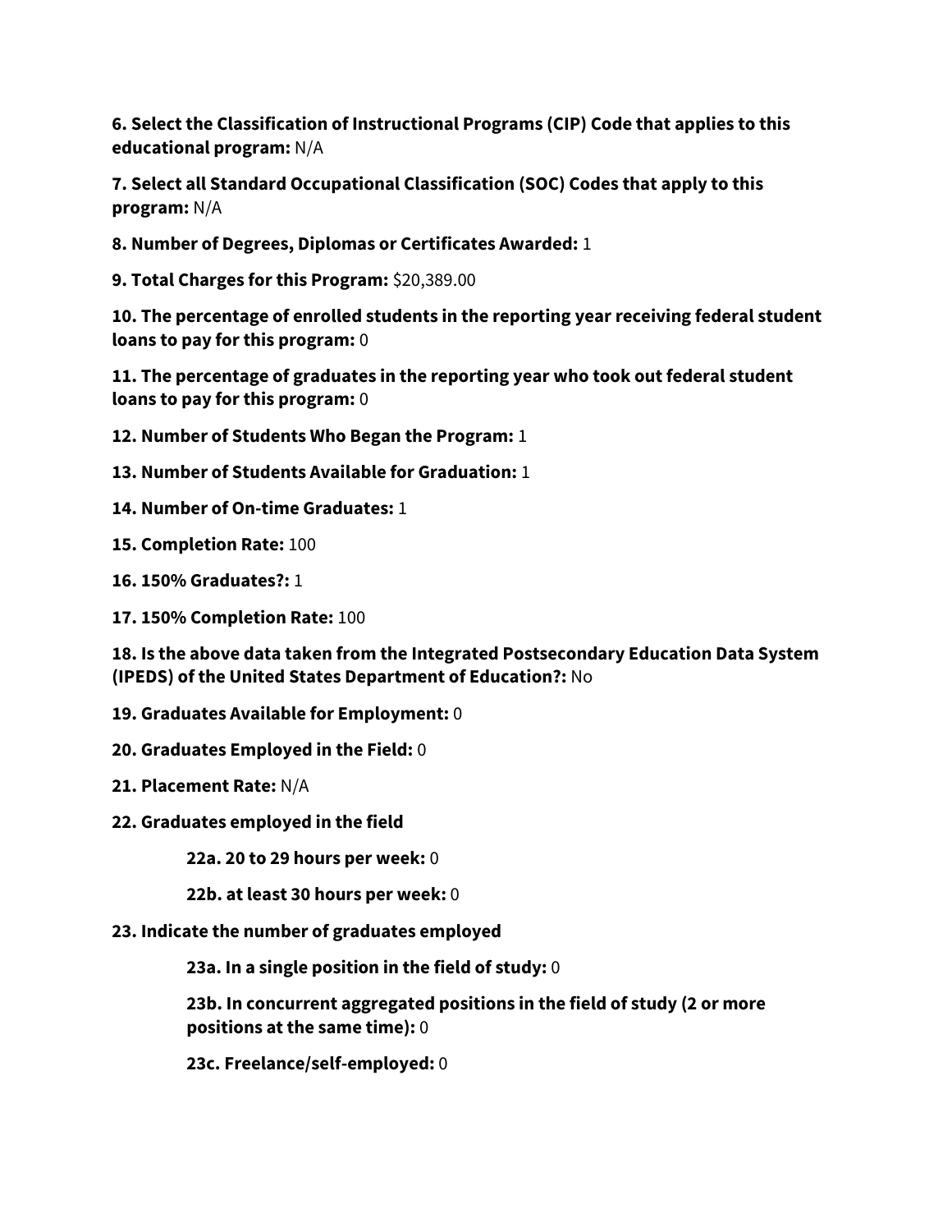**6. Select the Classification of Instructional Programs (CIP) Code that applies to this educational program:** N/A

**7. Select all Standard Occupational Classification (SOC) Codes that apply to this program:** N/A

**8. Number of Degrees, Diplomas or Certificates Awarded:** 1

**9. Total Charges for this Program:** $20,389.00

**10. The percentage of enrolled students in the reporting year receiving federal student loans to pay for this program:** 0

**11. The percentage of graduates in the reporting year who took out federal student loans to pay for this program:** 0

**12. Number of Students Who Began the Program:** 1

**13. Number of Students Available for Graduation:** 1

**14. Number of On-time Graduates:** 1

**15. Completion Rate:** 100

**16. 150% Graduates?:** 1

**17. 150% Completion Rate:** 100

**18. Is the above data taken from the Integrated Postsecondary Education Data System (IPEDS) of the United States Department of Education?:** No

**19. Graduates Available for Employment:** 0

**20. Graduates Employed in the Field:** 0

**21. Placement Rate:** N/A

**22. Graduates employed in the field**

> **22a. 20 to 29 hours per week:** 0
>
> **22b. at least 30 hours per week:** 0

**23. Indicate the number of graduates employed**

> **23a. In a single position in the field of study:** 0
>
> **23b. In concurrent aggregated positions in the field of study (2 or more positions at the same time):** 0
>
> **23c. Freelance/self-employed:** 0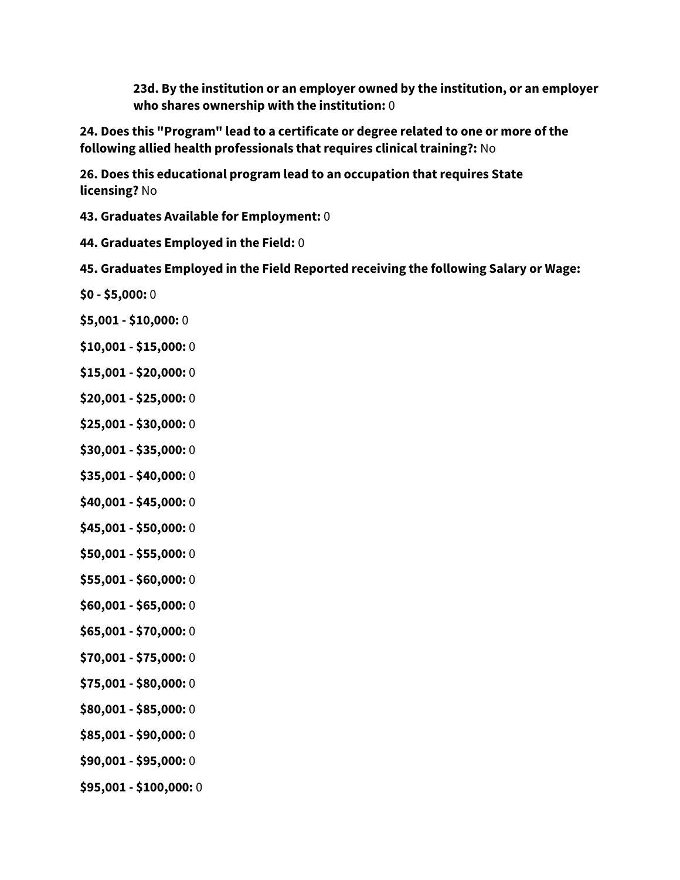**23d. By the institution or an employer owned by the institution, or an employer who shares ownership with the institution:** 0

**24. Does this "Program" lead to a certificate or degree related to one or more of the following allied health professionals that requires clinical training?:** No

**26. Does this educational program lead to an occupation that requires State licensing?** No

**43. Graduates Available for Employment:** 0

**44. Graduates Employed in the Field:** 0

**45. Graduates Employed in the Field Reported receiving the following Salary or Wage:**

**$0 - $5,000:** 0

**$5,001 - $10,000:** 0

**$10,001 - $15,000:** 0

**$15,001 - $20,000:** 0

**$20,001 - $25,000:** 0

**$25,001 - $30,000:** 0

**$30,001 - $35,000:** 0

**$35,001 - $40,000:** 0

**$40,001 - $45,000:** 0

**$45,001 - $50,000:** 0

**$50,001 - $55,000:** 0

**$55,001 - $60,000:** 0

**$60,001 - $65,000:** 0

**$65,001 - $70,000:** 0

**$70,001 - $75,000:** 0

**$75,001 - $80,000:** 0

**$80,001 - $85,000:** 0

**$85,001 - $90,000:** 0

**$90,001 - $95,000:** 0

**$95,001 - $100,000:** 0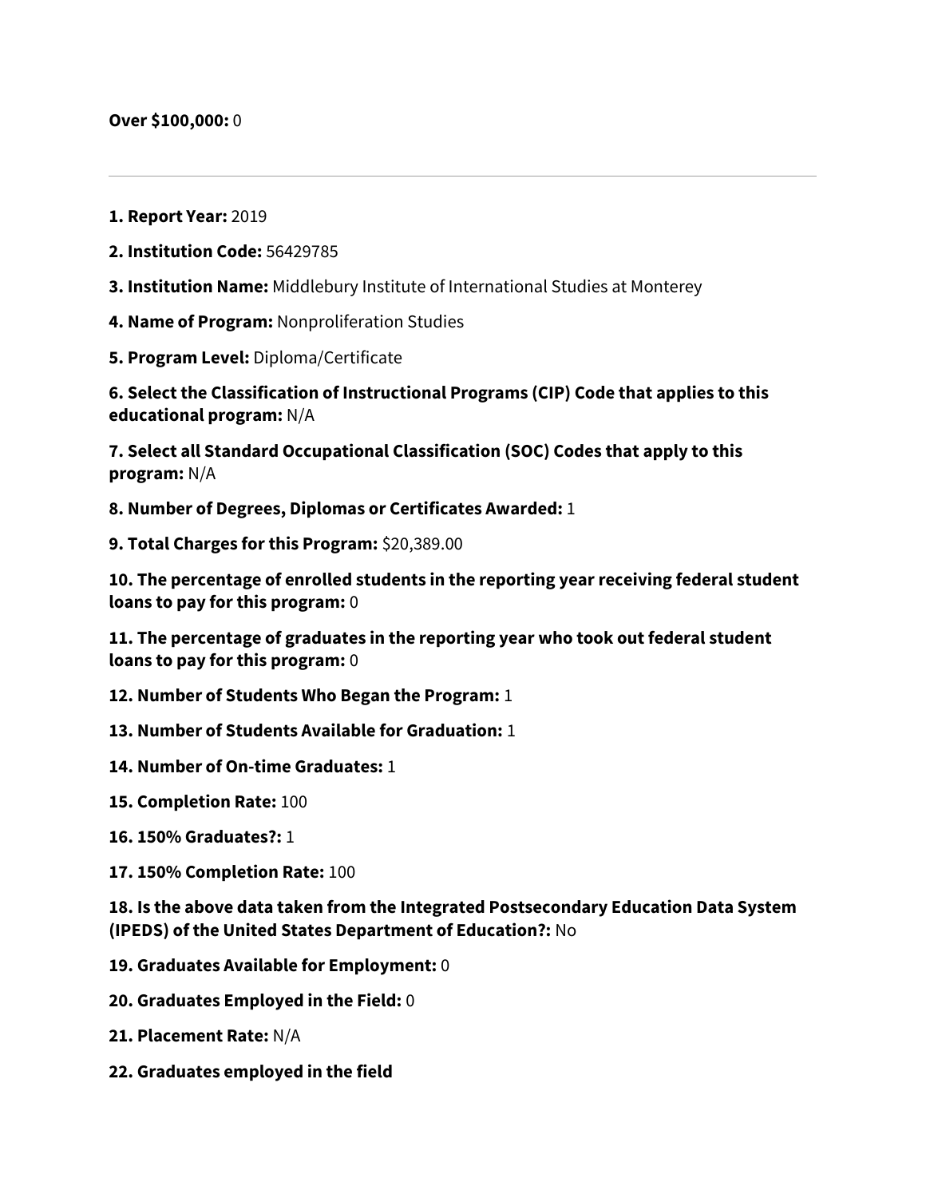**Over $100,000:** 0

---

**1. Report Year:** 2019

**2. Institution Code:** 56429785

**3. Institution Name:** Middlebury Institute of International Studies at Monterey

**4. Name of Program:** Nonproliferation Studies

**5. Program Level:** Diploma/Certificate

**6. Select the Classification of Instructional Programs (CIP) Code that applies to this educational program:** N/A

**7. Select all Standard Occupational Classification (SOC) Codes that apply to this program:** N/A

**8. Number of Degrees, Diplomas or Certificates Awarded:** 1

**9. Total Charges for this Program:** $20,389.00

**10. The percentage of enrolled students in the reporting year receiving federal student loans to pay for this program:** 0

**11. The percentage of graduates in the reporting year who took out federal student loans to pay for this program:** 0

**12. Number of Students Who Began the Program:** 1

**13. Number of Students Available for Graduation:** 1

**14. Number of On-time Graduates:** 1

**15. Completion Rate:** 100

**16. 150% Graduates?:** 1

**17. 150% Completion Rate:** 100

**18. Is the above data taken from the Integrated Postsecondary Education Data System (IPEDS) of the United States Department of Education?:** No

**19. Graduates Available for Employment:** 0

**20. Graduates Employed in the Field:** 0

**21. Placement Rate:** N/A

**22. Graduates employed in the field**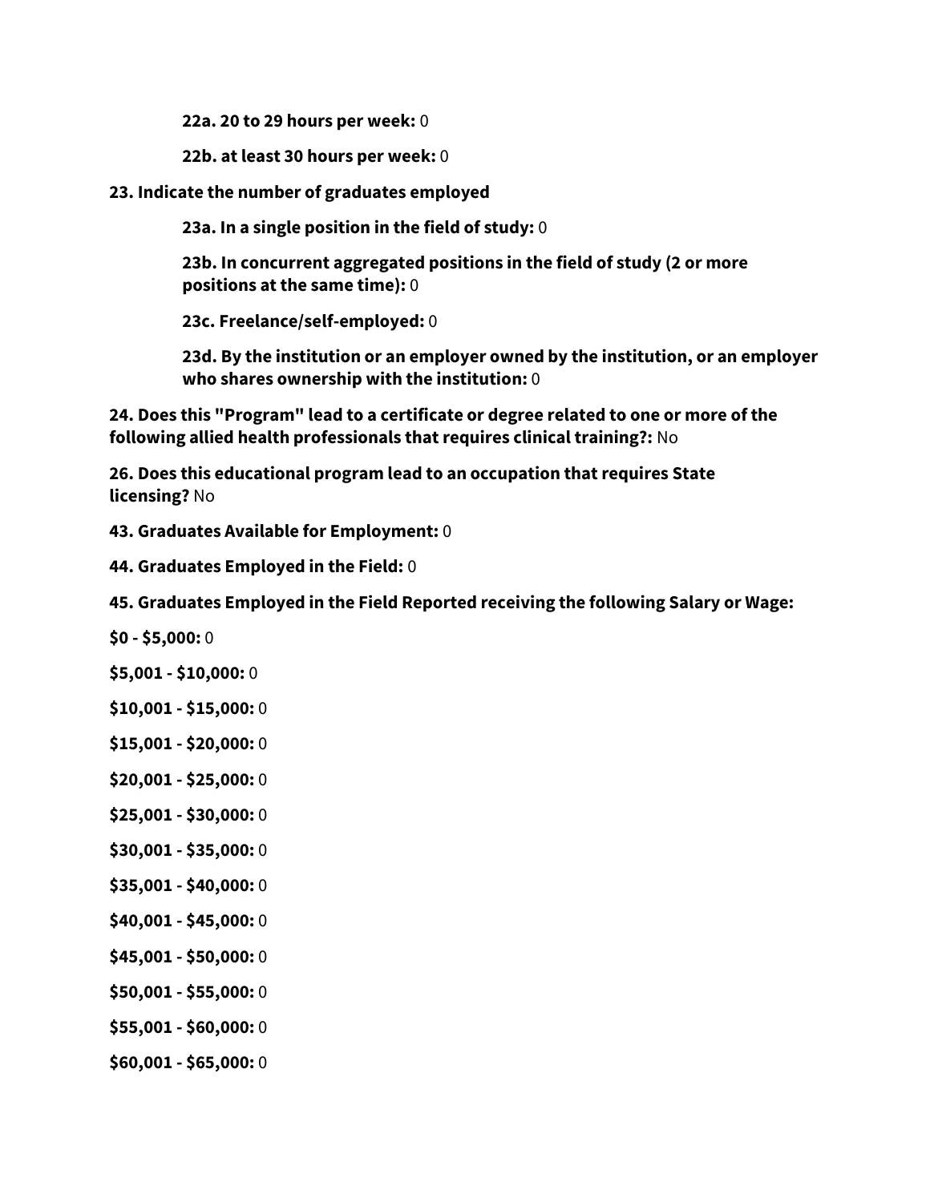**22a. 20 to 29 hours per week:** 0

**22b. at least 30 hours per week:** 0

**23. Indicate the number of graduates employed**

**23a. In a single position in the field of study:** 0

**23b. In concurrent aggregated positions in the field of study (2 or more positions at the same time):** 0

**23c. Freelance/self-employed:** 0

**23d. By the institution or an employer owned by the institution, or an employer who shares ownership with the institution:** 0

**24. Does this "Program" lead to a certificate or degree related to one or more of the following allied health professionals that requires clinical training?:** No

**26. Does this educational program lead to an occupation that requires State licensing?** No

**43. Graduates Available for Employment:** 0

**44. Graduates Employed in the Field:** 0

**45. Graduates Employed in the Field Reported receiving the following Salary or Wage:**

**$0 - $5,000:** 0

**$5,001 - $10,000:** 0

**$10,001 - $15,000:** 0

**$15,001 - $20,000:** 0

**$20,001 - $25,000:** 0

**$25,001 - $30,000:** 0

**$30,001 - $35,000:** 0

**$35,001 - $40,000:** 0

**$40,001 - $45,000:** 0

**$45,001 - $50,000:** 0

**$50,001 - $55,000:** 0

**$55,001 - $60,000:** 0

**$60,001 - $65,000:** 0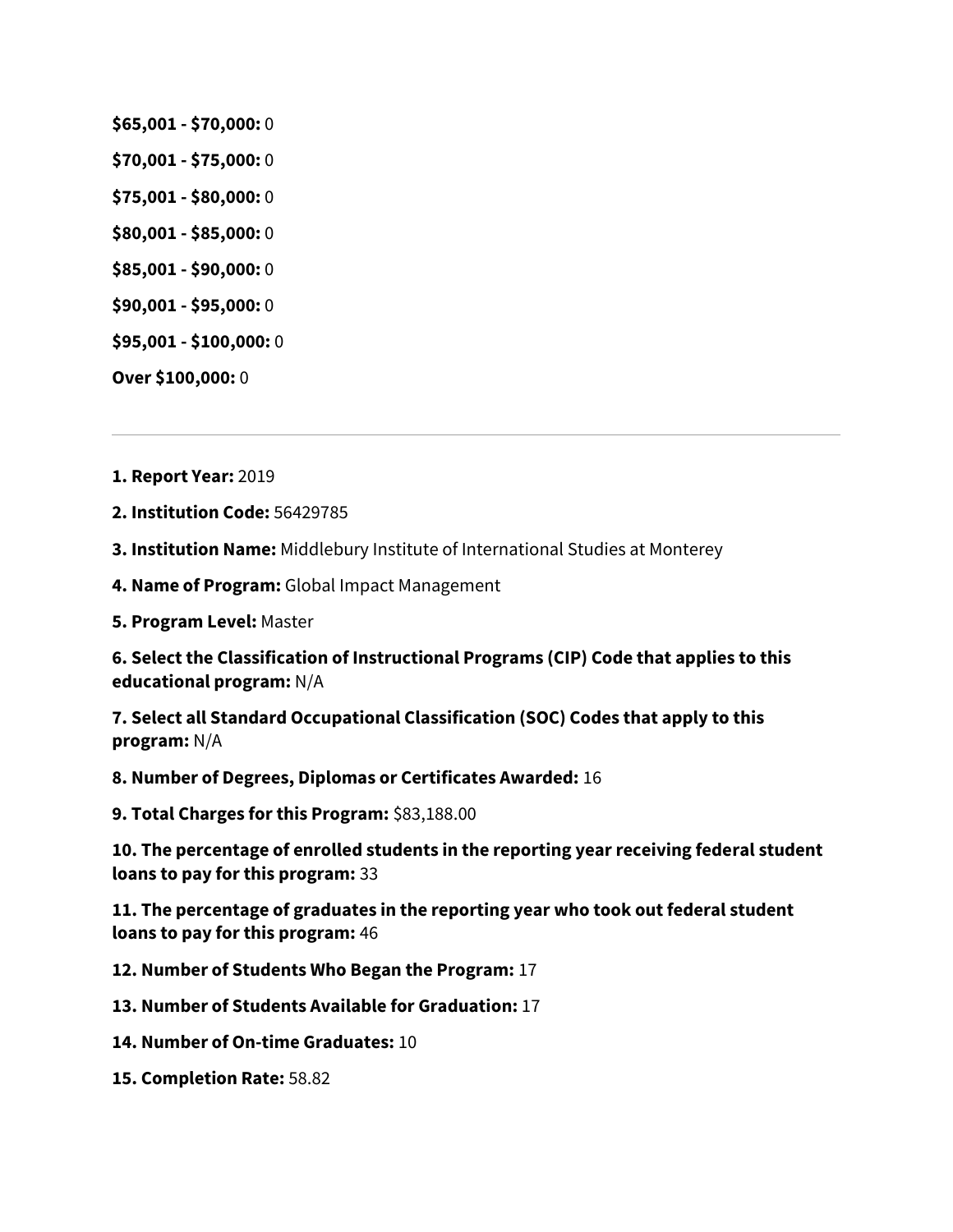**\$65,001 - \$70,000:** 0

**\$70,001 - \$75,000:** 0

**\$75,001 - \$80,000:** 0

**\$80,001 - \$85,000:** 0

**\$85,001 - \$90,000:** 0

**\$90,001 - \$95,000:** 0

**\$95,001 - \$100,000:** 0

**Over \$100,000:** 0

---

**1. Report Year:** 2019

**2. Institution Code:** 56429785

**3. Institution Name:** Middlebury Institute of International Studies at Monterey

**4. Name of Program:** Global Impact Management

**5. Program Level:** Master

**6. Select the Classification of Instructional Programs (CIP) Code that applies to this educational program:** N/A

**7. Select all Standard Occupational Classification (SOC) Codes that apply to this program:** N/A

**8. Number of Degrees, Diplomas or Certificates Awarded:** 16

**9. Total Charges for this Program:** \$83,188.00

**10. The percentage of enrolled students in the reporting year receiving federal student loans to pay for this program:** 33

**11. The percentage of graduates in the reporting year who took out federal student loans to pay for this program:** 46

**12. Number of Students Who Began the Program:** 17

**13. Number of Students Available for Graduation:** 17

**14. Number of On-time Graduates:** 10

**15. Completion Rate:** 58.82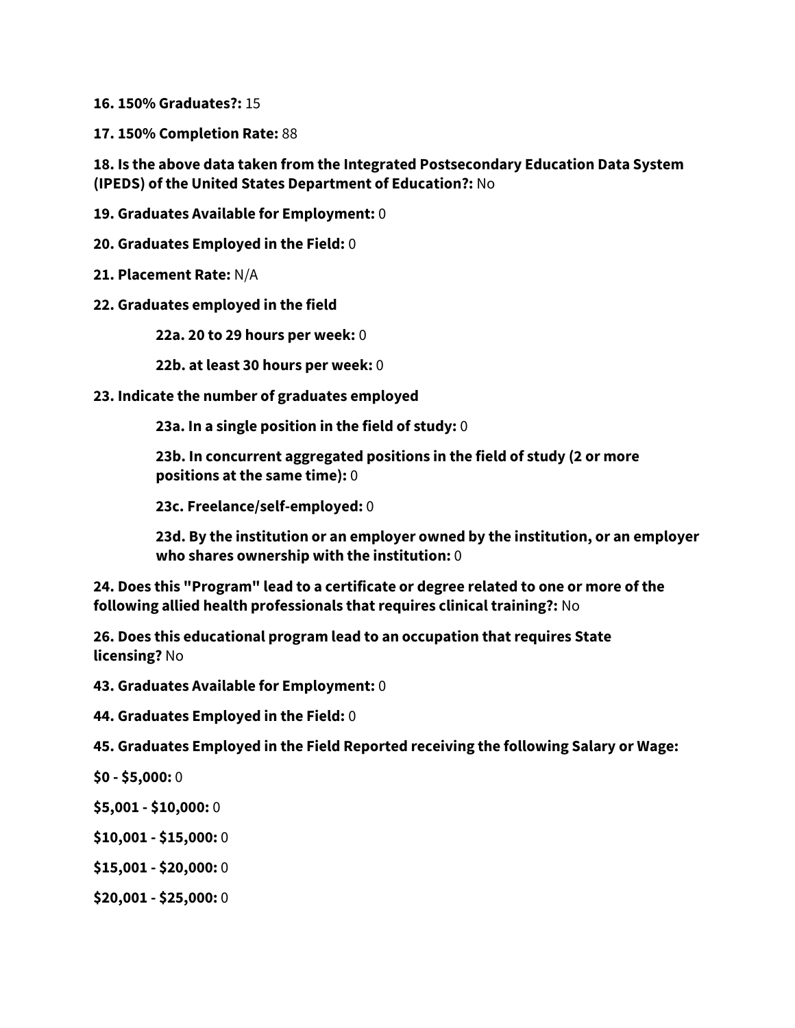**16. 150% Graduates?:** 15

**17. 150% Completion Rate:** 88

**18. Is the above data taken from the Integrated Postsecondary Education Data System (IPEDS) of the United States Department of Education?:** No

**19. Graduates Available for Employment:** 0

**20. Graduates Employed in the Field:** 0

**21. Placement Rate:** N/A

**22. Graduates employed in the field**

> **22a. 20 to 29 hours per week:** 0
>
> **22b. at least 30 hours per week:** 0

**23. Indicate the number of graduates employed**

> **23a. In a single position in the field of study:** 0
>
> **23b. In concurrent aggregated positions in the field of study (2 or more positions at the same time):** 0
>
> **23c. Freelance/self-employed:** 0
>
> **23d. By the institution or an employer owned by the institution, or an employer who shares ownership with the institution:** 0

**24. Does this "Program" lead to a certificate or degree related to one or more of the following allied health professionals that requires clinical training?:** No

**26. Does this educational program lead to an occupation that requires State licensing?** No

**43. Graduates Available for Employment:** 0

**44. Graduates Employed in the Field:** 0

**45. Graduates Employed in the Field Reported receiving the following Salary or Wage:**

**$0 - $5,000:** 0

**$5,001 - $10,000:** 0

**$10,001 - $15,000:** 0

**$15,001 - $20,000:** 0

**$20,001 - $25,000:** 0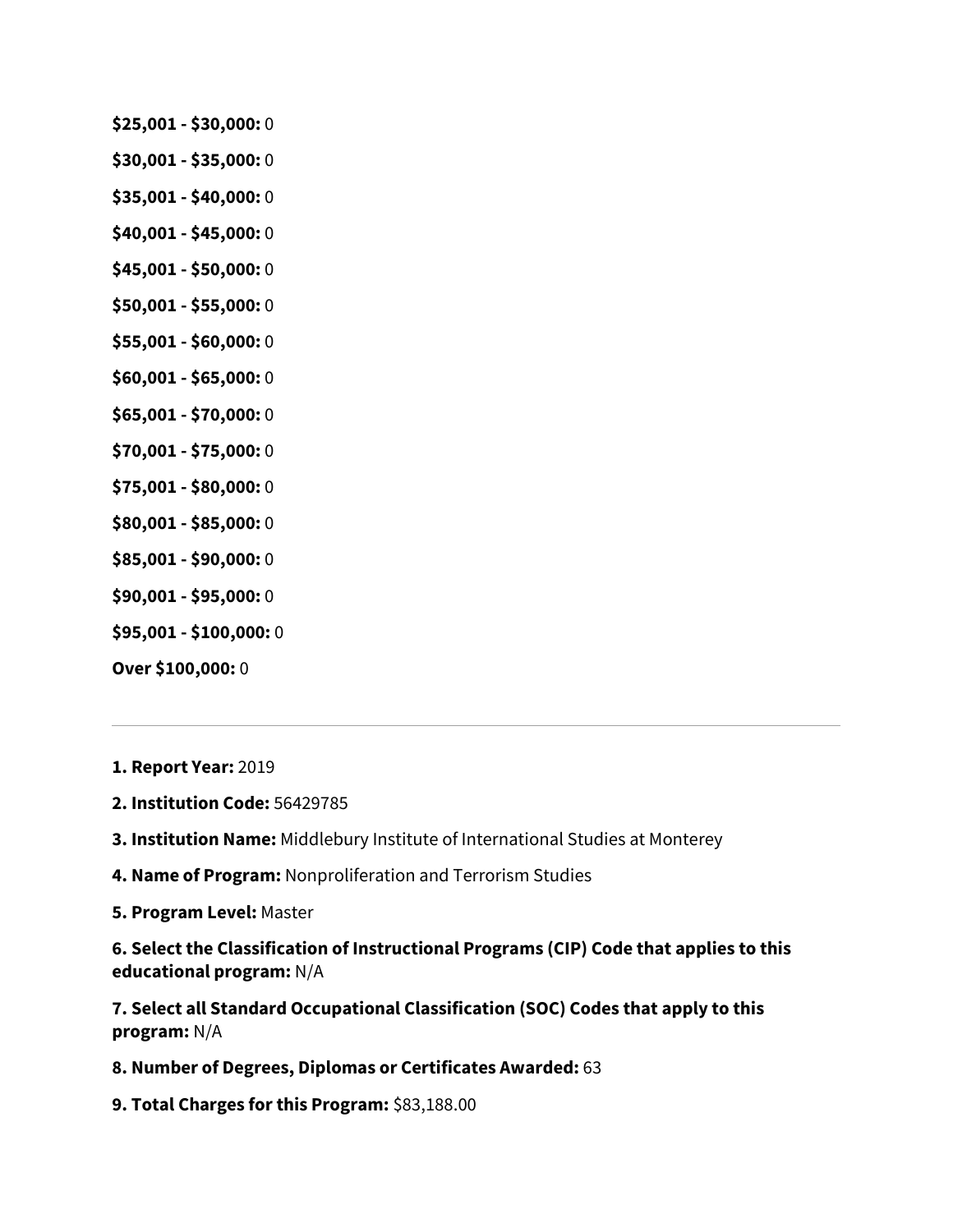**$25,001 - $30,000:** 0

**$30,001 - $35,000:** 0

**$35,001 - $40,000:** 0

**$40,001 - $45,000:** 0

**$45,001 - $50,000:** 0

**$50,001 - $55,000:** 0

**$55,001 - $60,000:** 0

**$60,001 - $65,000:** 0

**$65,001 - $70,000:** 0

**$70,001 - $75,000:** 0

**$75,001 - $80,000:** 0

**$80,001 - $85,000:** 0

**$85,001 - $90,000:** 0

**$90,001 - $95,000:** 0

**$95,001 - $100,000:** 0

**Over $100,000:** 0

---

**1. Report Year:** 2019

**2. Institution Code:** 56429785

**3. Institution Name:** Middlebury Institute of International Studies at Monterey

**4. Name of Program:** Nonproliferation and Terrorism Studies

**5. Program Level:** Master

**6. Select the Classification of Instructional Programs (CIP) Code that applies to this educational program:** N/A

**7. Select all Standard Occupational Classification (SOC) Codes that apply to this program:** N/A

**8. Number of Degrees, Diplomas or Certificates Awarded:** 63

**9. Total Charges for this Program:** $83,188.00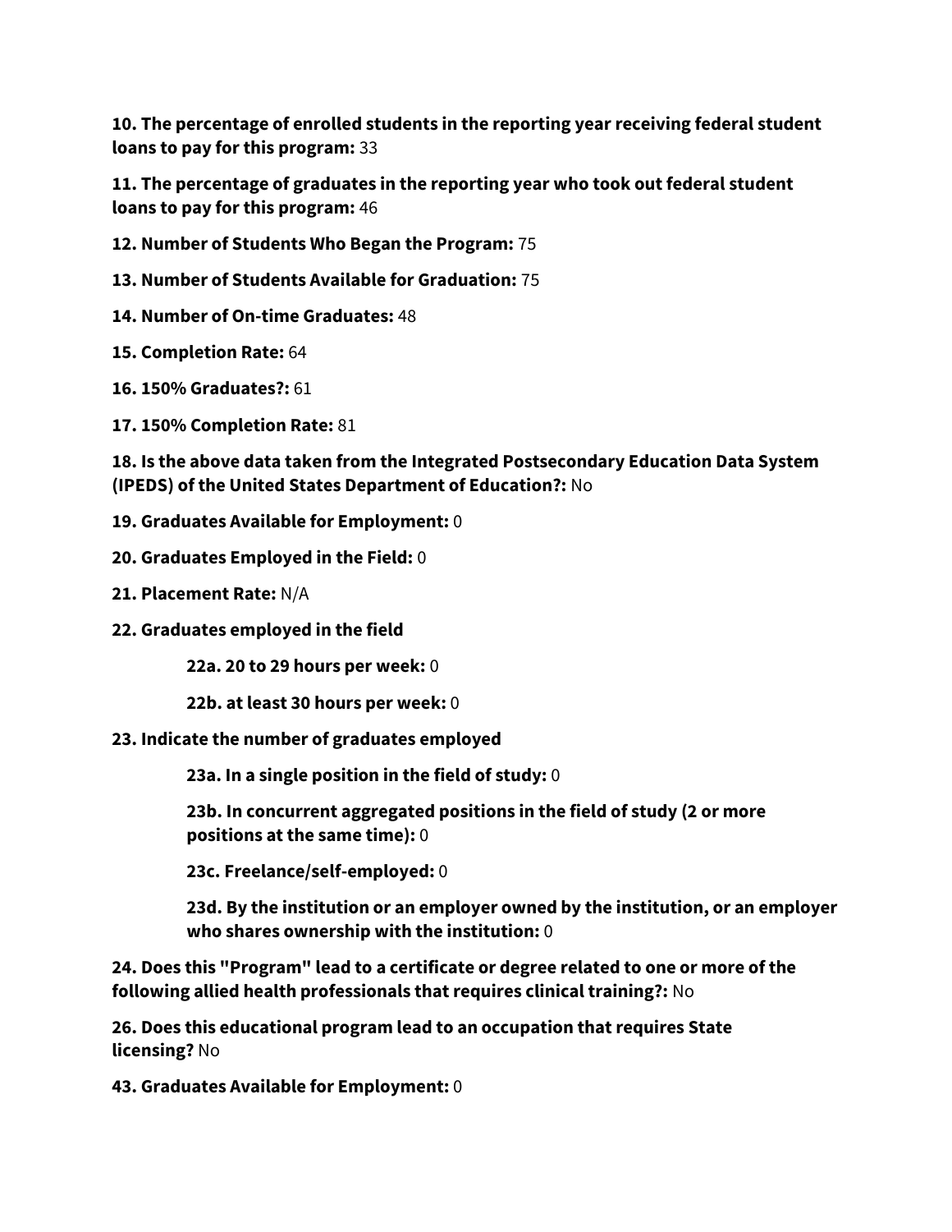**10. The percentage of enrolled students in the reporting year receiving federal student loans to pay for this program:** 33

**11. The percentage of graduates in the reporting year who took out federal student loans to pay for this program:** 46

**12. Number of Students Who Began the Program:** 75

**13. Number of Students Available for Graduation:** 75

**14. Number of On-time Graduates:** 48

**15. Completion Rate:** 64

**16. 150% Graduates?:** 61

**17. 150% Completion Rate:** 81

**18. Is the above data taken from the Integrated Postsecondary Education Data System (IPEDS) of the United States Department of Education?:** No

**19. Graduates Available for Employment:** 0

**20. Graduates Employed in the Field:** 0

**21. Placement Rate:** N/A

**22. Graduates employed in the field**

> **22a. 20 to 29 hours per week:** 0
>
> **22b. at least 30 hours per week:** 0

**23. Indicate the number of graduates employed**

> **23a. In a single position in the field of study:** 0
>
> **23b. In concurrent aggregated positions in the field of study (2 or more positions at the same time):** 0
>
> **23c. Freelance/self-employed:** 0
>
> **23d. By the institution or an employer owned by the institution, or an employer who shares ownership with the institution:** 0

**24. Does this "Program" lead to a certificate or degree related to one or more of the following allied health professionals that requires clinical training?:** No

**26. Does this educational program lead to an occupation that requires State licensing?** No

**43. Graduates Available for Employment:** 0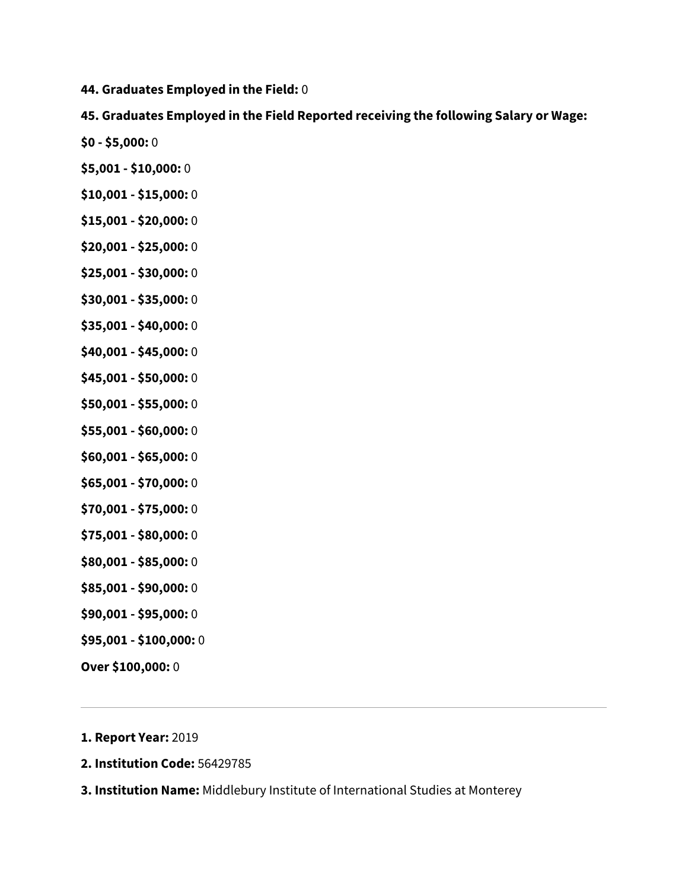**44. Graduates Employed in the Field:** 0

**45. Graduates Employed in the Field Reported receiving the following Salary or Wage:**

**$0 - $5,000:** 0

**$5,001 - $10,000:** 0

**$10,001 - $15,000:** 0

**$15,001 - $20,000:** 0

**$20,001 - $25,000:** 0

**$25,001 - $30,000:** 0

**$30,001 - $35,000:** 0

**$35,001 - $40,000:** 0

**$40,001 - $45,000:** 0

**$45,001 - $50,000:** 0

**$50,001 - $55,000:** 0

**$55,001 - $60,000:** 0

**$60,001 - $65,000:** 0

**$65,001 - $70,000:** 0

**$70,001 - $75,000:** 0

**$75,001 - $80,000:** 0

**$80,001 - $85,000:** 0

**$85,001 - $90,000:** 0

**$90,001 - $95,000:** 0

**$95,001 - $100,000:** 0

**Over $100,000:** 0

---

**1. Report Year:** 2019

**2. Institution Code:** 56429785

**3. Institution Name:** Middlebury Institute of International Studies at Monterey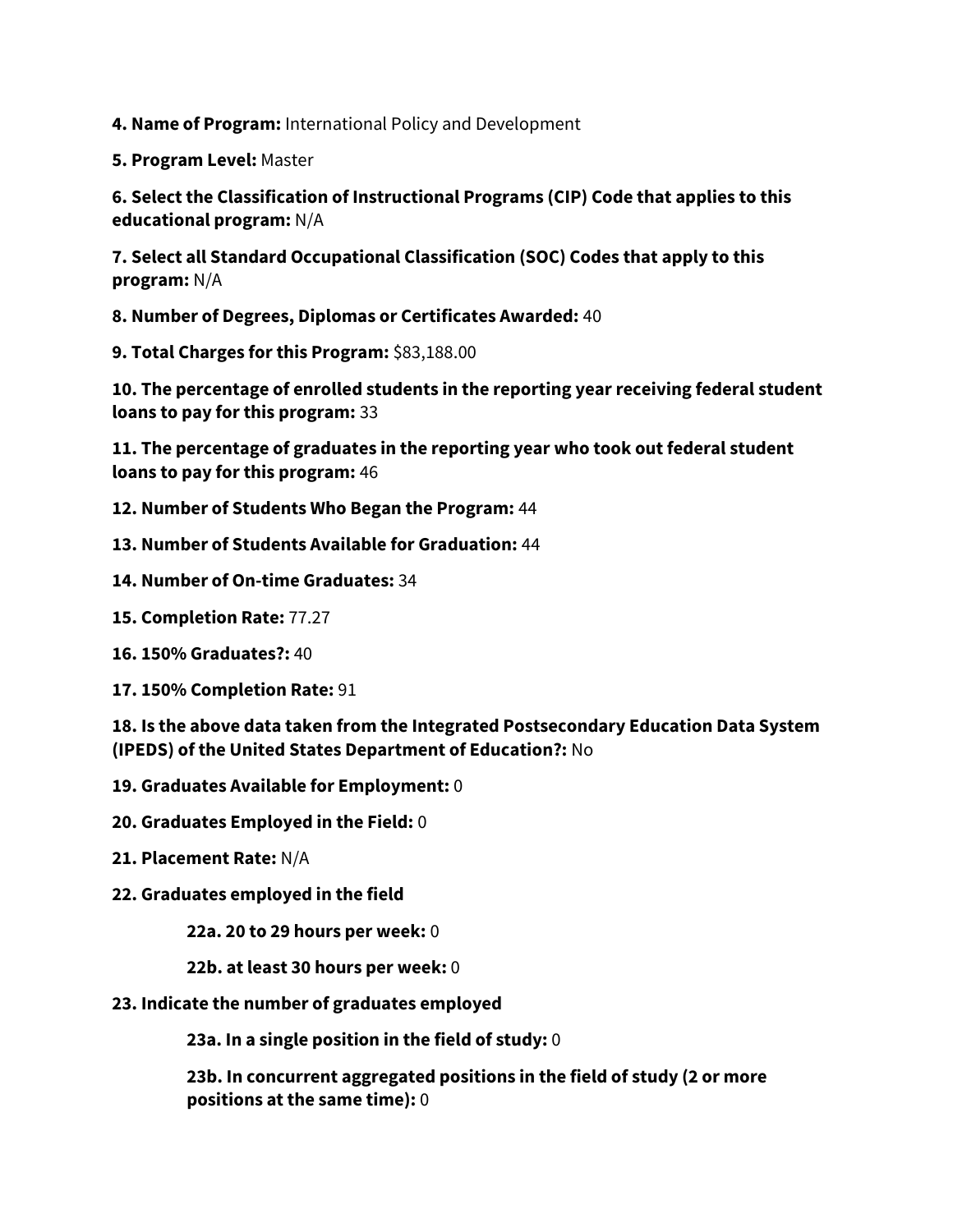**4. Name of Program:** International Policy and Development

**5. Program Level:** Master

**6. Select the Classification of Instructional Programs (CIP) Code that applies to this educational program:** N/A

**7. Select all Standard Occupational Classification (SOC) Codes that apply to this program:** N/A

**8. Number of Degrees, Diplomas or Certificates Awarded:** 40

**9. Total Charges for this Program:** $83,188.00

**10. The percentage of enrolled students in the reporting year receiving federal student loans to pay for this program:** 33

**11. The percentage of graduates in the reporting year who took out federal student loans to pay for this program:** 46

**12. Number of Students Who Began the Program:** 44

**13. Number of Students Available for Graduation:** 44

**14. Number of On-time Graduates:** 34

**15. Completion Rate:** 77.27

**16. 150% Graduates?:** 40

**17. 150% Completion Rate:** 91

**18. Is the above data taken from the Integrated Postsecondary Education Data System (IPEDS) of the United States Department of Education?:** No

**19. Graduates Available for Employment:** 0

**20. Graduates Employed in the Field:** 0

**21. Placement Rate:** N/A

**22. Graduates employed in the field**

> **22a. 20 to 29 hours per week:** 0
>
> **22b. at least 30 hours per week:** 0

**23. Indicate the number of graduates employed**

> **23a. In a single position in the field of study:** 0
>
> **23b. In concurrent aggregated positions in the field of study (2 or more positions at the same time):** 0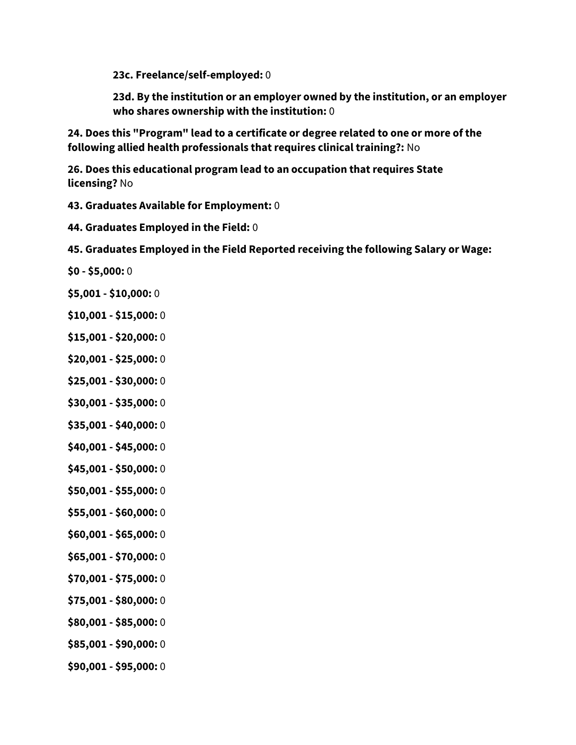**23c. Freelance/self-employed:** 0

**23d. By the institution or an employer owned by the institution, or an employer who shares ownership with the institution:** 0

**24. Does this "Program" lead to a certificate or degree related to one or more of the following allied health professionals that requires clinical training?:** No

**26. Does this educational program lead to an occupation that requires State licensing?** No

**43. Graduates Available for Employment:** 0

**44. Graduates Employed in the Field:** 0

**45. Graduates Employed in the Field Reported receiving the following Salary or Wage:**

**$0 - $5,000:** 0

**$5,001 - $10,000:** 0

**$10,001 - $15,000:** 0

**$15,001 - $20,000:** 0

**$20,001 - $25,000:** 0

**$25,001 - $30,000:** 0

**$30,001 - $35,000:** 0

**$35,001 - $40,000:** 0

**$40,001 - $45,000:** 0

**$45,001 - $50,000:** 0

**$50,001 - $55,000:** 0

**$55,001 - $60,000:** 0

**$60,001 - $65,000:** 0

**$65,001 - $70,000:** 0

**$70,001 - $75,000:** 0

**$75,001 - $80,000:** 0

**$80,001 - $85,000:** 0

**$85,001 - $90,000:** 0

**$90,001 - $95,000:** 0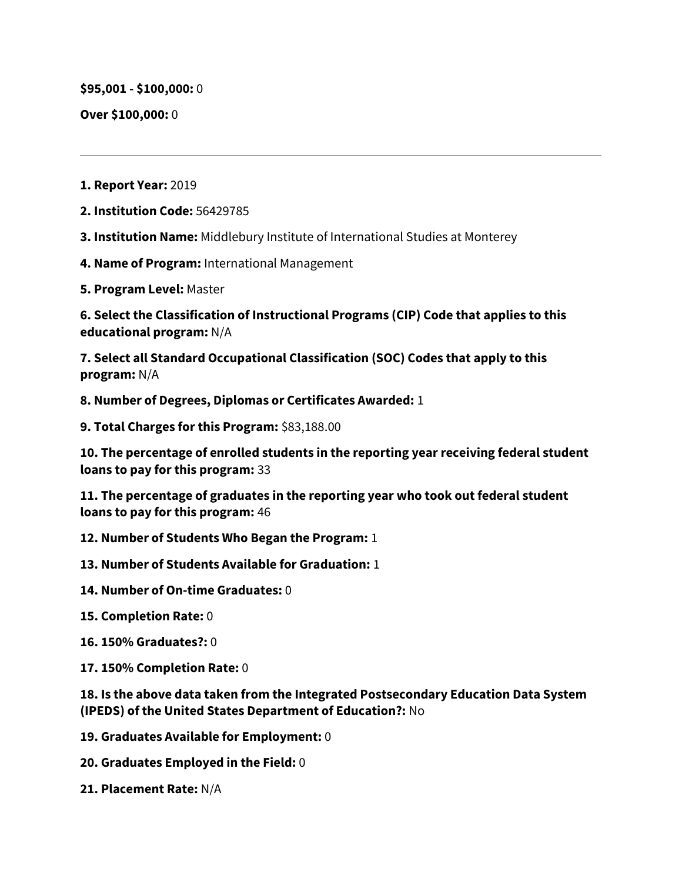**$95,001 - $100,000:** 0

**Over $100,000:** 0

---

**1. Report Year:** 2019

**2. Institution Code:** 56429785

**3. Institution Name:** Middlebury Institute of International Studies at Monterey

**4. Name of Program:** International Management

**5. Program Level:** Master

**6. Select the Classification of Instructional Programs (CIP) Code that applies to this educational program:** N/A

**7. Select all Standard Occupational Classification (SOC) Codes that apply to this program:** N/A

**8. Number of Degrees, Diplomas or Certificates Awarded:** 1

**9. Total Charges for this Program:** $83,188.00

**10. The percentage of enrolled students in the reporting year receiving federal student loans to pay for this program:** 33

**11. The percentage of graduates in the reporting year who took out federal student loans to pay for this program:** 46

**12. Number of Students Who Began the Program:** 1

**13. Number of Students Available for Graduation:** 1

**14. Number of On-time Graduates:** 0

**15. Completion Rate:** 0

**16. 150% Graduates?:** 0

**17. 150% Completion Rate:** 0

**18. Is the above data taken from the Integrated Postsecondary Education Data System (IPEDS) of the United States Department of Education?:** No

**19. Graduates Available for Employment:** 0

**20. Graduates Employed in the Field:** 0

**21. Placement Rate:** N/A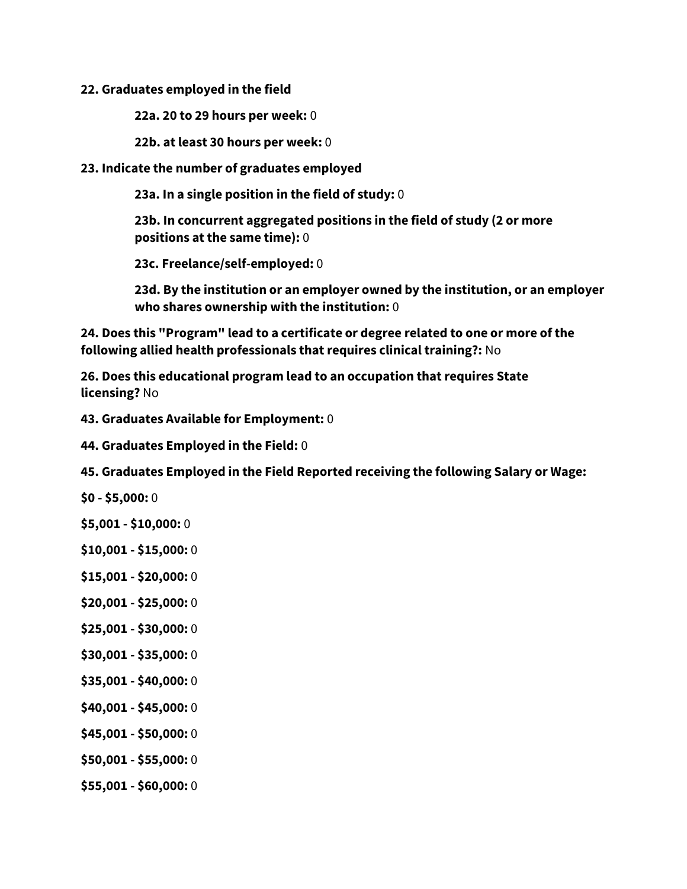**22. Graduates employed in the field**

> **22a. 20 to 29 hours per week:** 0
>
> **22b. at least 30 hours per week:** 0

**23. Indicate the number of graduates employed**

> **23a. In a single position in the field of study:** 0
>
> **23b. In concurrent aggregated positions in the field of study (2 or more positions at the same time):** 0
>
> **23c. Freelance/self-employed:** 0
>
> **23d. By the institution or an employer owned by the institution, or an employer who shares ownership with the institution:** 0

**24. Does this "Program" lead to a certificate or degree related to one or more of the following allied health professionals that requires clinical training?:** No

**26. Does this educational program lead to an occupation that requires State licensing?** No

**43. Graduates Available for Employment:** 0

**44. Graduates Employed in the Field:** 0

**45. Graduates Employed in the Field Reported receiving the following Salary or Wage:**

**$0 - $5,000:** 0

**$5,001 - $10,000:** 0

**$10,001 - $15,000:** 0

**$15,001 - $20,000:** 0

**$20,001 - $25,000:** 0

**$25,001 - $30,000:** 0

**$30,001 - $35,000:** 0

**$35,001 - $40,000:** 0

**$40,001 - $45,000:** 0

**$45,001 - $50,000:** 0

**$50,001 - $55,000:** 0

**$55,001 - $60,000:** 0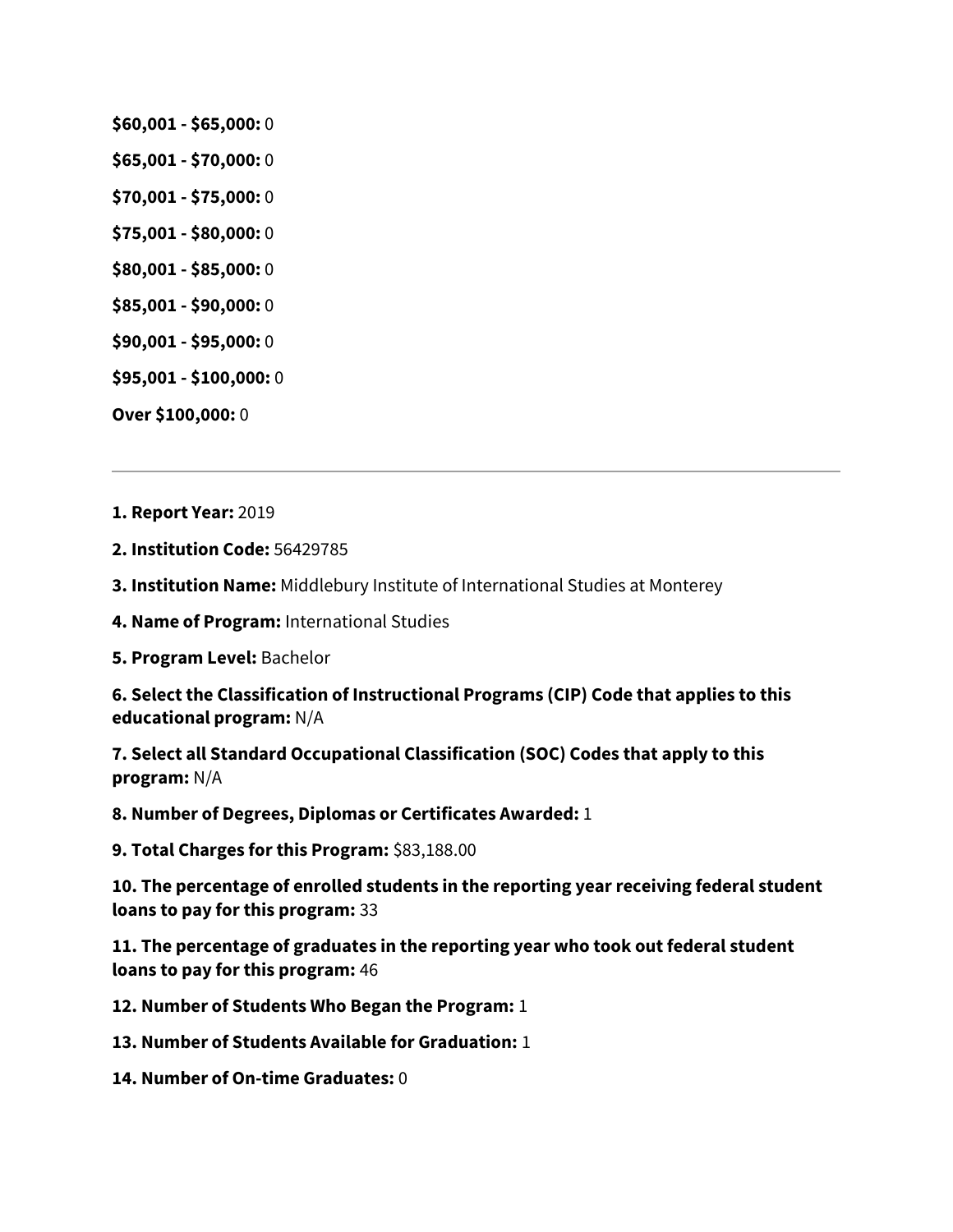**$60,001 - $65,000:** 0

**$65,001 - $70,000:** 0

**$70,001 - $75,000:** 0

**$75,001 - $80,000:** 0

**$80,001 - $85,000:** 0

**$85,001 - $90,000:** 0

**$90,001 - $95,000:** 0

**$95,001 - $100,000:** 0

**Over $100,000:** 0

---

**1. Report Year:** 2019

**2. Institution Code:** 56429785

**3. Institution Name:** Middlebury Institute of International Studies at Monterey

**4. Name of Program:** International Studies

**5. Program Level:** Bachelor

**6. Select the Classification of Instructional Programs (CIP) Code that applies to this educational program:** N/A

**7. Select all Standard Occupational Classification (SOC) Codes that apply to this program:** N/A

**8. Number of Degrees, Diplomas or Certificates Awarded:** 1

**9. Total Charges for this Program:** $83,188.00

**10. The percentage of enrolled students in the reporting year receiving federal student loans to pay for this program:** 33

**11. The percentage of graduates in the reporting year who took out federal student loans to pay for this program:** 46

**12. Number of Students Who Began the Program:** 1

**13. Number of Students Available for Graduation:** 1

**14. Number of On-time Graduates:** 0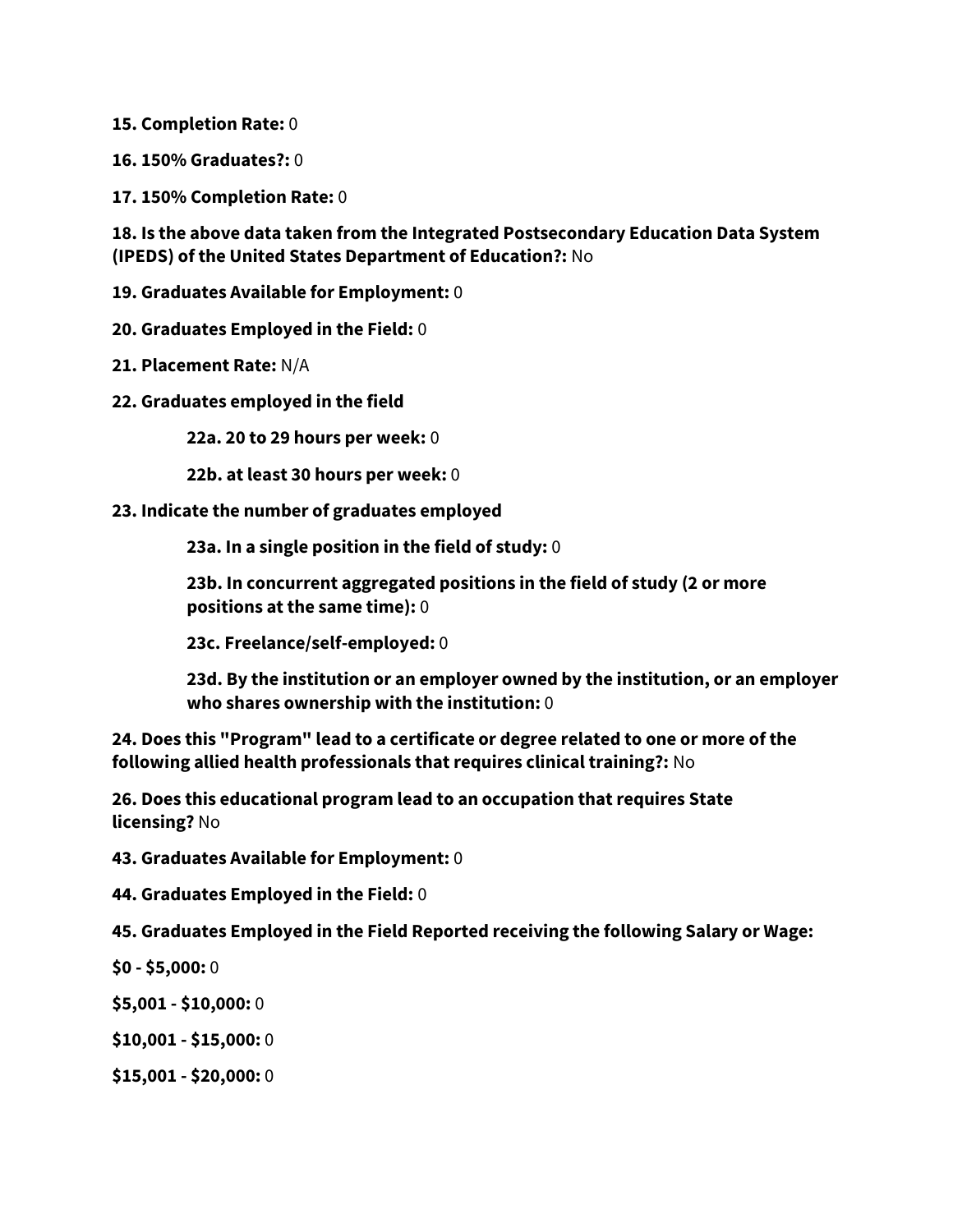**15. Completion Rate:** 0

**16. 150% Graduates?:** 0

**17. 150% Completion Rate:** 0

**18. Is the above data taken from the Integrated Postsecondary Education Data System (IPEDS) of the United States Department of Education?:** No

**19. Graduates Available for Employment:** 0

**20. Graduates Employed in the Field:** 0

**21. Placement Rate:** N/A

**22. Graduates employed in the field**

> **22a. 20 to 29 hours per week:** 0
>
> **22b. at least 30 hours per week:** 0

**23. Indicate the number of graduates employed**

> **23a. In a single position in the field of study:** 0
>
> **23b. In concurrent aggregated positions in the field of study (2 or more positions at the same time):** 0
>
> **23c. Freelance/self-employed:** 0
>
> **23d. By the institution or an employer owned by the institution, or an employer who shares ownership with the institution:** 0

**24. Does this "Program" lead to a certificate or degree related to one or more of the following allied health professionals that requires clinical training?:** No

**26. Does this educational program lead to an occupation that requires State licensing?** No

**43. Graduates Available for Employment:** 0

**44. Graduates Employed in the Field:** 0

**45. Graduates Employed in the Field Reported receiving the following Salary or Wage:**

**$0 - $5,000:** 0

**$5,001 - $10,000:** 0

**$10,001 - $15,000:** 0

**$15,001 - $20,000:** 0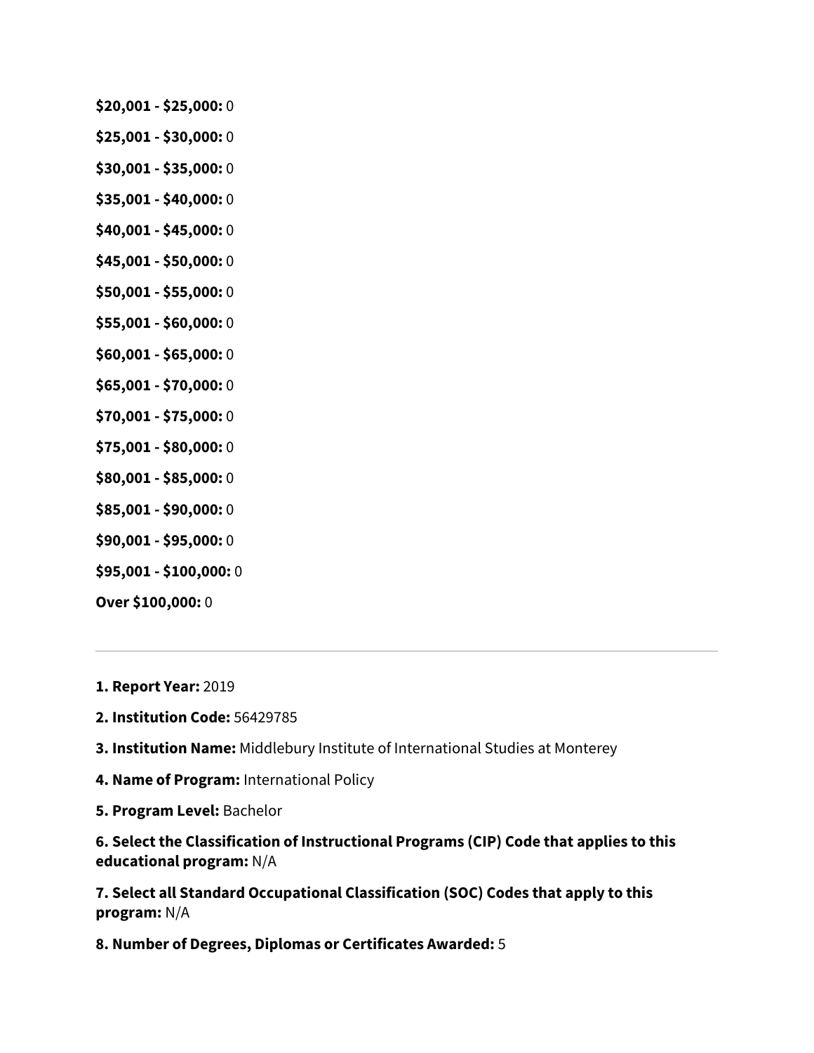**$20,001 - $25,000:** 0

**$25,001 - $30,000:** 0

**$30,001 - $35,000:** 0

**$35,001 - $40,000:** 0

**$40,001 - $45,000:** 0

**$45,001 - $50,000:** 0

**$50,001 - $55,000:** 0

**$55,001 - $60,000:** 0

**$60,001 - $65,000:** 0

**$65,001 - $70,000:** 0

**$70,001 - $75,000:** 0

**$75,001 - $80,000:** 0

**$80,001 - $85,000:** 0

**$85,001 - $90,000:** 0

**$90,001 - $95,000:** 0

**$95,001 - $100,000:** 0

**Over $100,000:** 0

---

**1. Report Year:** 2019

**2. Institution Code:** 56429785

**3. Institution Name:** Middlebury Institute of International Studies at Monterey

**4. Name of Program:** International Policy

**5. Program Level:** Bachelor

**6. Select the Classification of Instructional Programs (CIP) Code that applies to this educational program:** N/A

**7. Select all Standard Occupational Classification (SOC) Codes that apply to this program:** N/A

**8. Number of Degrees, Diplomas or Certificates Awarded:** 5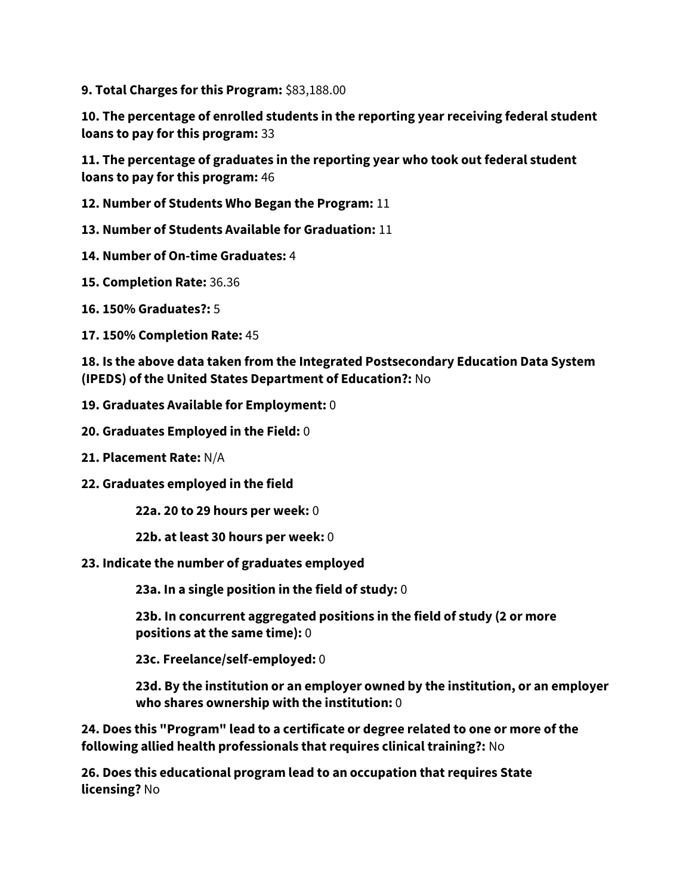**9. Total Charges for this Program:** $83,188.00

**10. The percentage of enrolled students in the reporting year receiving federal student loans to pay for this program:** 33

**11. The percentage of graduates in the reporting year who took out federal student loans to pay for this program:** 46

**12. Number of Students Who Began the Program:** 11

**13. Number of Students Available for Graduation:** 11

**14. Number of On-time Graduates:** 4

**15. Completion Rate:** 36.36

**16. 150% Graduates?:** 5

**17. 150% Completion Rate:** 45

**18. Is the above data taken from the Integrated Postsecondary Education Data System (IPEDS) of the United States Department of Education?:** No

**19. Graduates Available for Employment:** 0

**20. Graduates Employed in the Field:** 0

**21. Placement Rate:** N/A

**22. Graduates employed in the field**

> **22a. 20 to 29 hours per week:** 0
>
> **22b. at least 30 hours per week:** 0

**23. Indicate the number of graduates employed**

> **23a. In a single position in the field of study:** 0
>
> **23b. In concurrent aggregated positions in the field of study (2 or more positions at the same time):** 0
>
> **23c. Freelance/self-employed:** 0
>
> **23d. By the institution or an employer owned by the institution, or an employer who shares ownership with the institution:** 0

**24. Does this "Program" lead to a certificate or degree related to one or more of the following allied health professionals that requires clinical training?:** No

**26. Does this educational program lead to an occupation that requires State licensing?** No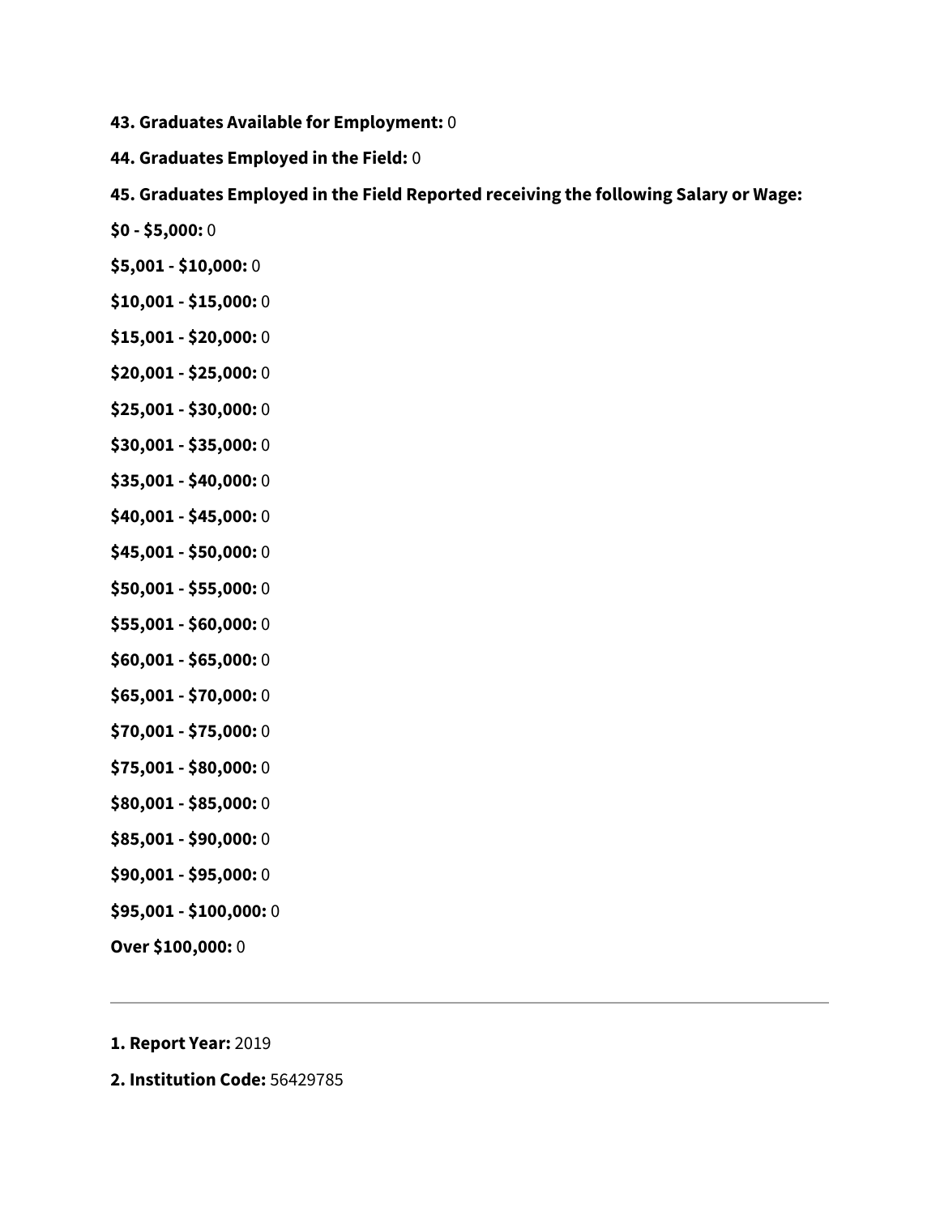**43. Graduates Available for Employment:** 0

**44. Graduates Employed in the Field:** 0

**45. Graduates Employed in the Field Reported receiving the following Salary or Wage:**

**$0 - $5,000:** 0

**$5,001 - $10,000:** 0

**$10,001 - $15,000:** 0

**$15,001 - $20,000:** 0

**$20,001 - $25,000:** 0

**$25,001 - $30,000:** 0

**$30,001 - $35,000:** 0

**$35,001 - $40,000:** 0

**$40,001 - $45,000:** 0

**$45,001 - $50,000:** 0

**$50,001 - $55,000:** 0

**$55,001 - $60,000:** 0

**$60,001 - $65,000:** 0

**$65,001 - $70,000:** 0

**$70,001 - $75,000:** 0

**$75,001 - $80,000:** 0

**$80,001 - $85,000:** 0

**$85,001 - $90,000:** 0

**$90,001 - $95,000:** 0

**$95,001 - $100,000:** 0

**Over $100,000:** 0

---

**1. Report Year:** 2019

**2. Institution Code:** 56429785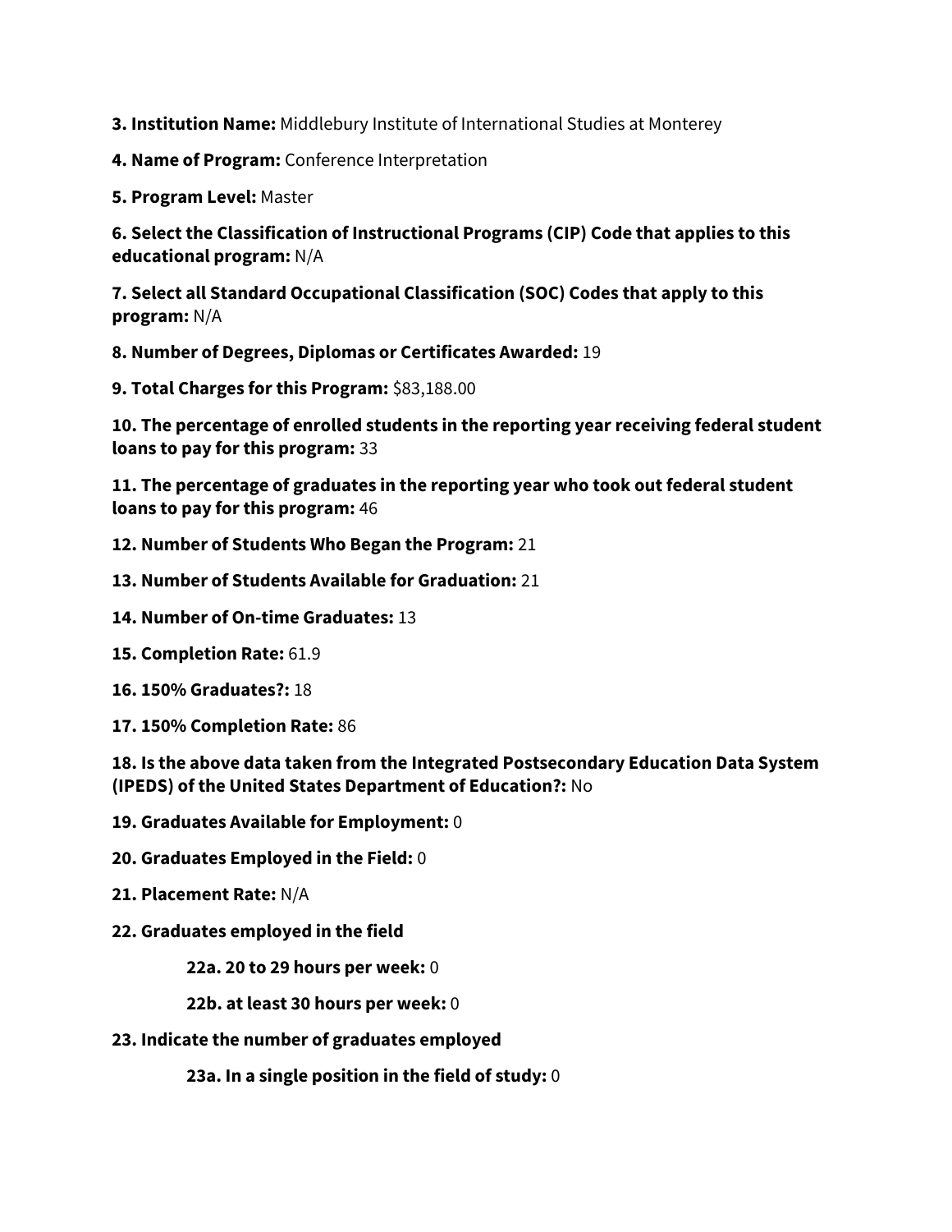**3. Institution Name:** Middlebury Institute of International Studies at Monterey

**4. Name of Program:** Conference Interpretation

**5. Program Level:** Master

**6. Select the Classification of Instructional Programs (CIP) Code that applies to this educational program:** N/A

**7. Select all Standard Occupational Classification (SOC) Codes that apply to this program:** N/A

**8. Number of Degrees, Diplomas or Certificates Awarded:** 19

**9. Total Charges for this Program:** $83,188.00

**10. The percentage of enrolled students in the reporting year receiving federal student loans to pay for this program:** 33

**11. The percentage of graduates in the reporting year who took out federal student loans to pay for this program:** 46

**12. Number of Students Who Began the Program:** 21

**13. Number of Students Available for Graduation:** 21

**14. Number of On-time Graduates:** 13

**15. Completion Rate:** 61.9

**16. 150% Graduates?:** 18

**17. 150% Completion Rate:** 86

**18. Is the above data taken from the Integrated Postsecondary Education Data System (IPEDS) of the United States Department of Education?:** No

**19. Graduates Available for Employment:** 0

**20. Graduates Employed in the Field:** 0

**21. Placement Rate:** N/A

**22. Graduates employed in the field**

- **22a. 20 to 29 hours per week:** 0
- **22b. at least 30 hours per week:** 0

**23. Indicate the number of graduates employed**

- **23a. In a single position in the field of study:** 0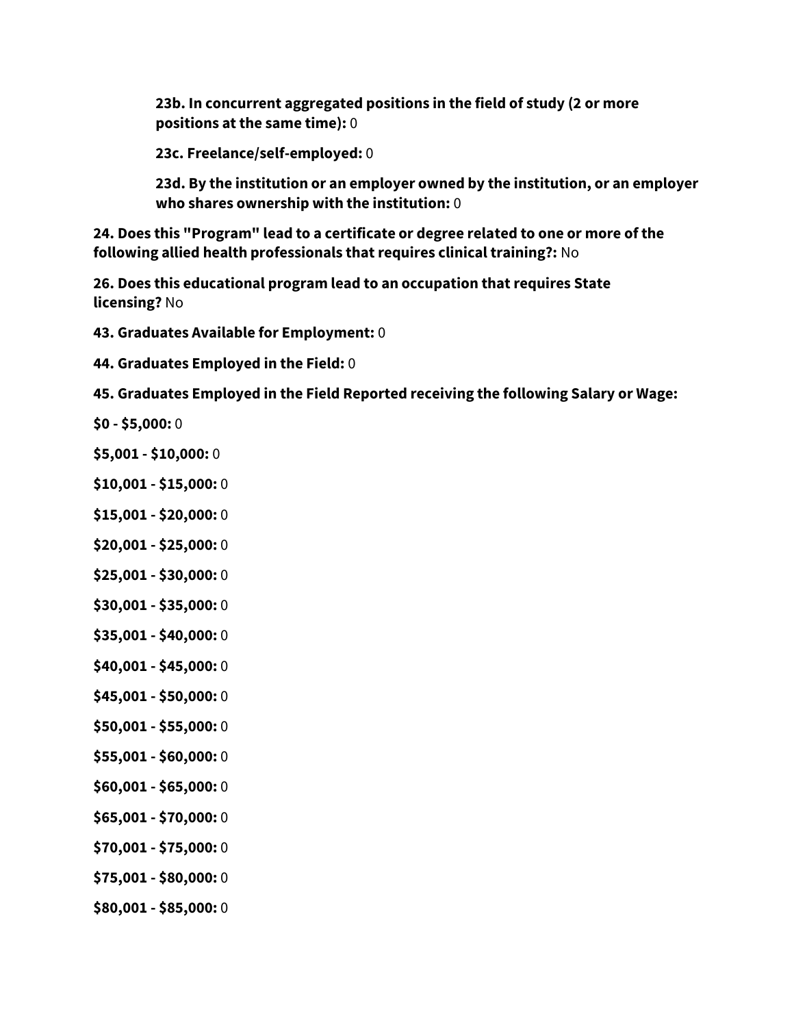**23b. In concurrent aggregated positions in the field of study (2 or more positions at the same time):** 0

**23c. Freelance/self-employed:** 0

**23d. By the institution or an employer owned by the institution, or an employer who shares ownership with the institution:** 0

**24. Does this "Program" lead to a certificate or degree related to one or more of the following allied health professionals that requires clinical training?:** No

**26. Does this educational program lead to an occupation that requires State licensing?** No

**43. Graduates Available for Employment:** 0

**44. Graduates Employed in the Field:** 0

**45. Graduates Employed in the Field Reported receiving the following Salary or Wage:**

**$0 - $5,000:** 0

**$5,001 - $10,000:** 0

**$10,001 - $15,000:** 0

**$15,001 - $20,000:** 0

**$20,001 - $25,000:** 0

**$25,001 - $30,000:** 0

**$30,001 - $35,000:** 0

**$35,001 - $40,000:** 0

**$40,001 - $45,000:** 0

**$45,001 - $50,000:** 0

**$50,001 - $55,000:** 0

**$55,001 - $60,000:** 0

**$60,001 - $65,000:** 0

**$65,001 - $70,000:** 0

**$70,001 - $75,000:** 0

**$75,001 - $80,000:** 0

**$80,001 - $85,000:** 0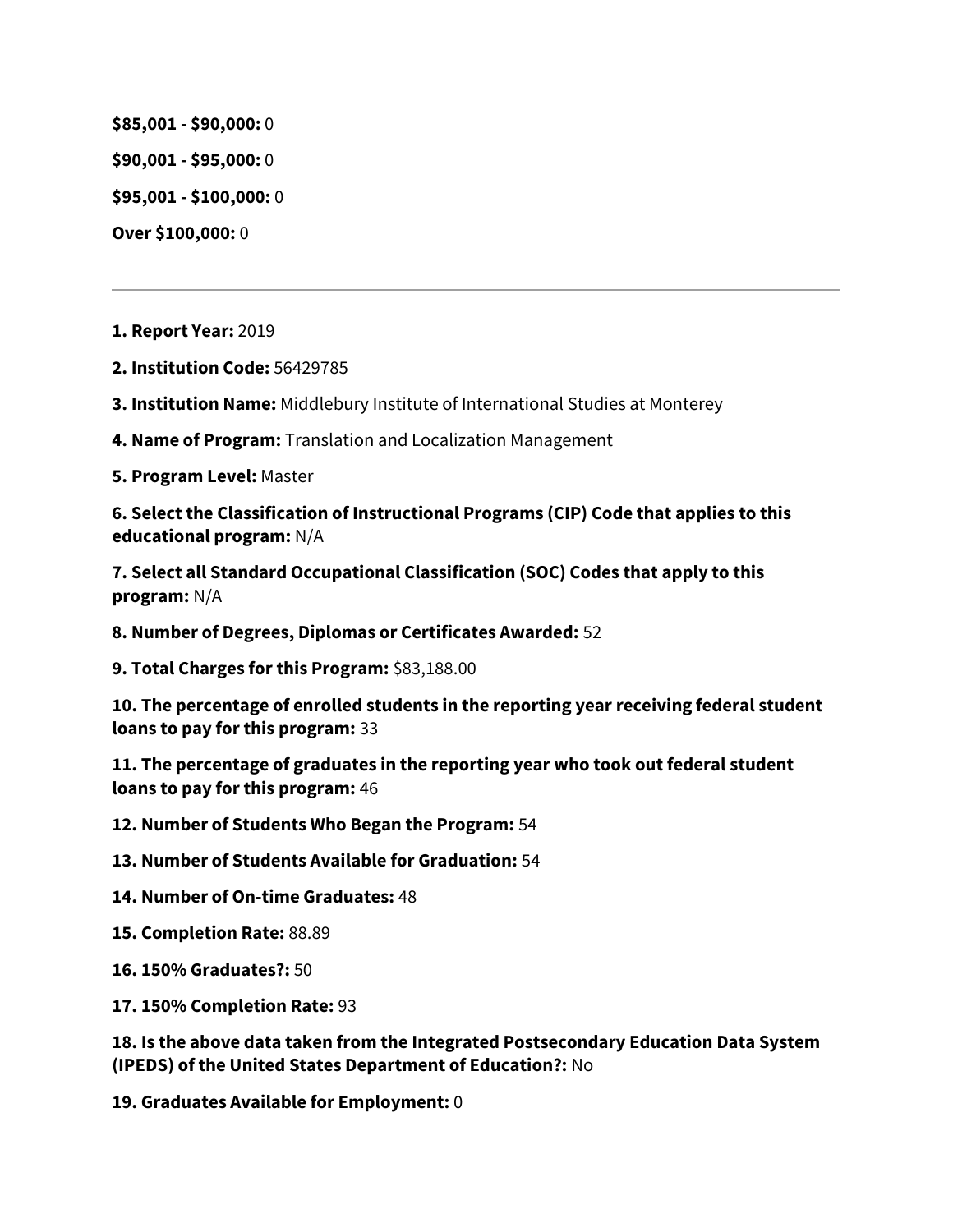**$85,001 - $90,000:** 0

**$90,001 - $95,000:** 0

**$95,001 - $100,000:** 0

**Over $100,000:** 0

---

**1. Report Year:** 2019

**2. Institution Code:** 56429785

**3. Institution Name:** Middlebury Institute of International Studies at Monterey

**4. Name of Program:** Translation and Localization Management

**5. Program Level:** Master

**6. Select the Classification of Instructional Programs (CIP) Code that applies to this educational program:** N/A

**7. Select all Standard Occupational Classification (SOC) Codes that apply to this program:** N/A

**8. Number of Degrees, Diplomas or Certificates Awarded:** 52

**9. Total Charges for this Program:** $83,188.00

**10. The percentage of enrolled students in the reporting year receiving federal student loans to pay for this program:** 33

**11. The percentage of graduates in the reporting year who took out federal student loans to pay for this program:** 46

**12. Number of Students Who Began the Program:** 54

**13. Number of Students Available for Graduation:** 54

**14. Number of On-time Graduates:** 48

**15. Completion Rate:** 88.89

**16. 150% Graduates?:** 50

**17. 150% Completion Rate:** 93

**18. Is the above data taken from the Integrated Postsecondary Education Data System (IPEDS) of the United States Department of Education?:** No

**19. Graduates Available for Employment:** 0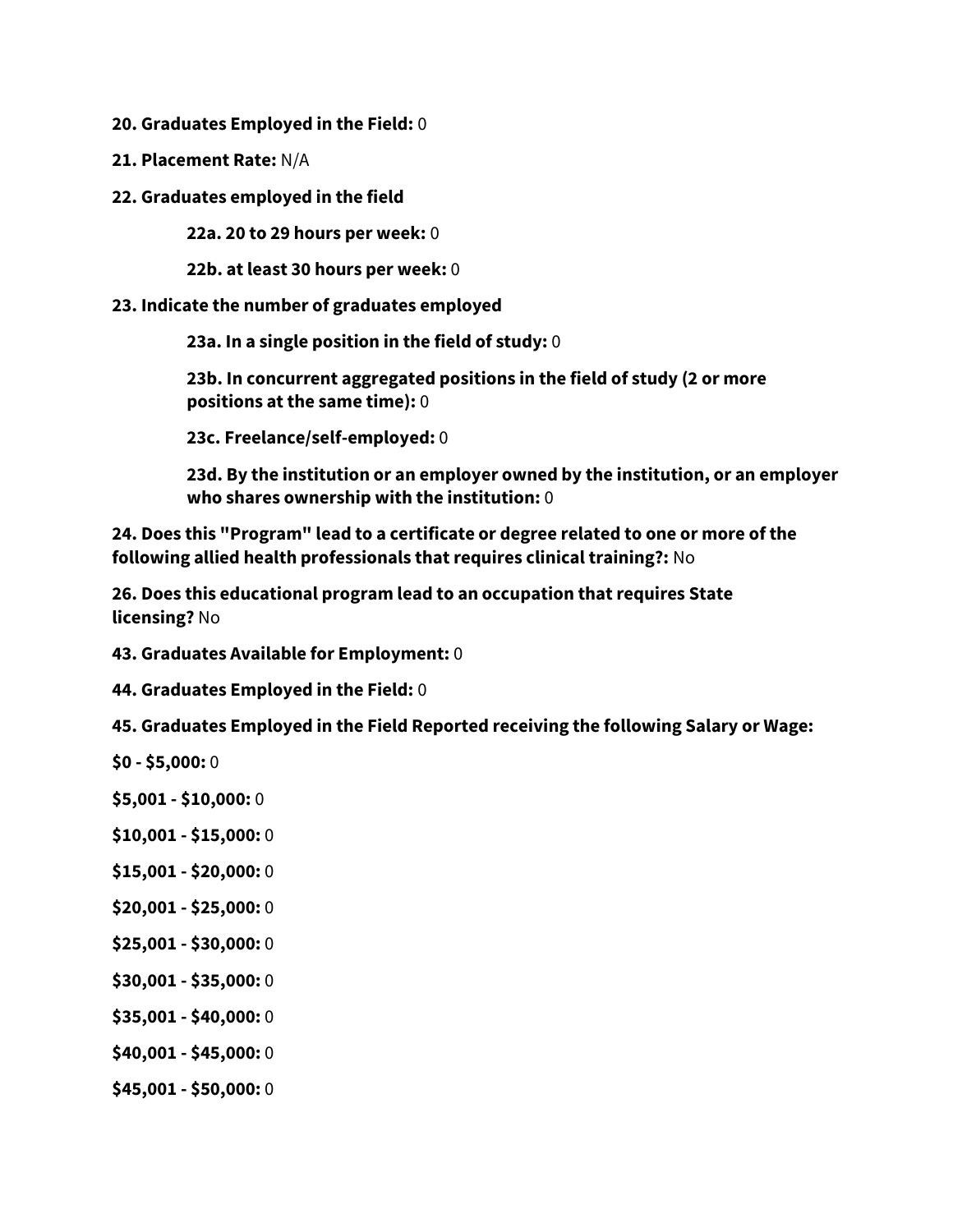**20. Graduates Employed in the Field:** 0

**21. Placement Rate:** N/A

**22. Graduates employed in the field**

> **22a. 20 to 29 hours per week:** 0
>
> **22b. at least 30 hours per week:** 0

**23. Indicate the number of graduates employed**

> **23a. In a single position in the field of study:** 0
>
> **23b. In concurrent aggregated positions in the field of study (2 or more positions at the same time):** 0
>
> **23c. Freelance/self-employed:** 0
>
> **23d. By the institution or an employer owned by the institution, or an employer who shares ownership with the institution:** 0

**24. Does this "Program" lead to a certificate or degree related to one or more of the following allied health professionals that requires clinical training?:** No

**26. Does this educational program lead to an occupation that requires State licensing?** No

**43. Graduates Available for Employment:** 0

**44. Graduates Employed in the Field:** 0

**45. Graduates Employed in the Field Reported receiving the following Salary or Wage:**

**$0 - $5,000:** 0

**$5,001 - $10,000:** 0

**$10,001 - $15,000:** 0

**$15,001 - $20,000:** 0

**$20,001 - $25,000:** 0

**$25,001 - $30,000:** 0

**$30,001 - $35,000:** 0

**$35,001 - $40,000:** 0

**$40,001 - $45,000:** 0

**$45,001 - $50,000:** 0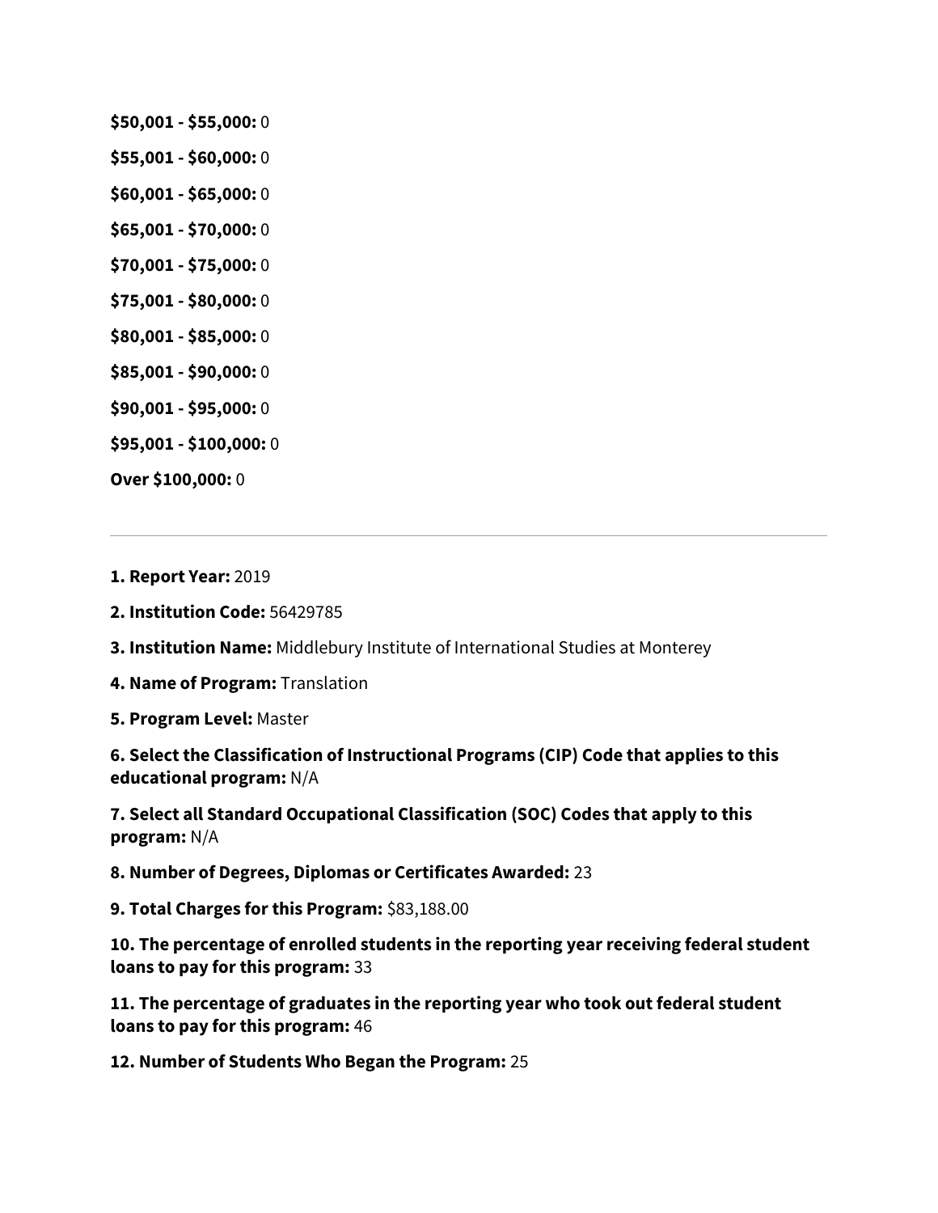**$50,001 - $55,000:** 0

**$55,001 - $60,000:** 0

**$60,001 - $65,000:** 0

**$65,001 - $70,000:** 0

**$70,001 - $75,000:** 0

**$75,001 - $80,000:** 0

**$80,001 - $85,000:** 0

**$85,001 - $90,000:** 0

**$90,001 - $95,000:** 0

**$95,001 - $100,000:** 0

**Over $100,000:** 0

---

**1. Report Year:** 2019

**2. Institution Code:** 56429785

**3. Institution Name:** Middlebury Institute of International Studies at Monterey

**4. Name of Program:** Translation

**5. Program Level:** Master

**6. Select the Classification of Instructional Programs (CIP) Code that applies to this educational program:** N/A

**7. Select all Standard Occupational Classification (SOC) Codes that apply to this program:** N/A

**8. Number of Degrees, Diplomas or Certificates Awarded:** 23

**9. Total Charges for this Program:** $83,188.00

**10. The percentage of enrolled students in the reporting year receiving federal student loans to pay for this program:** 33

**11. The percentage of graduates in the reporting year who took out federal student loans to pay for this program:** 46

**12. Number of Students Who Began the Program:** 25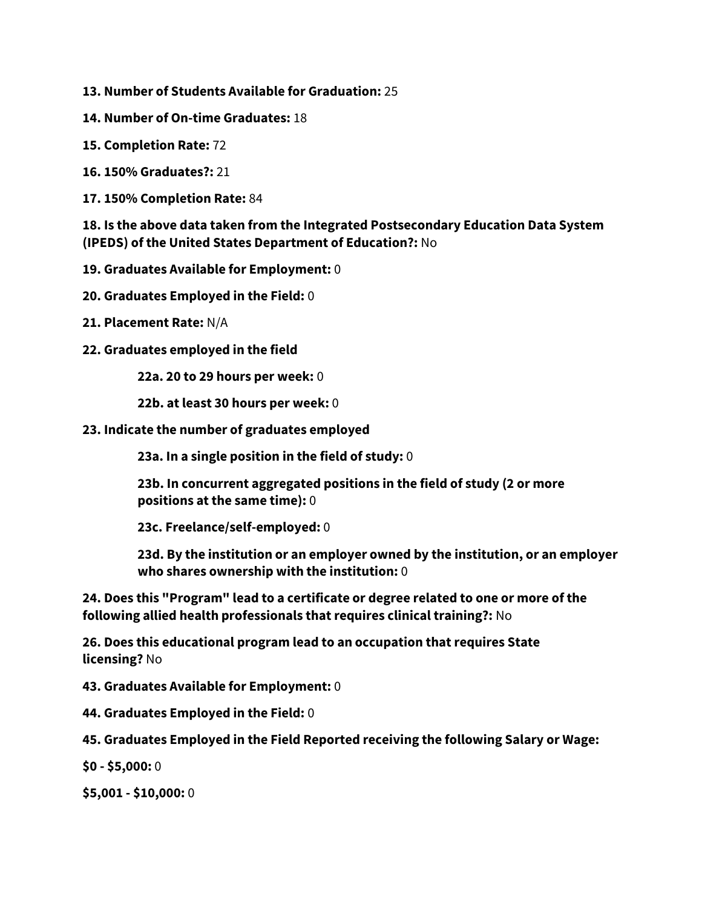**13. Number of Students Available for Graduation:** 25

**14. Number of On-time Graduates:** 18

**15. Completion Rate:** 72

**16. 150% Graduates?:** 21

**17. 150% Completion Rate:** 84

**18. Is the above data taken from the Integrated Postsecondary Education Data System (IPEDS) of the United States Department of Education?:** No

**19. Graduates Available for Employment:** 0

**20. Graduates Employed in the Field:** 0

**21. Placement Rate:** N/A

**22. Graduates employed in the field**

> **22a. 20 to 29 hours per week:** 0
>
> **22b. at least 30 hours per week:** 0

**23. Indicate the number of graduates employed**

> **23a. In a single position in the field of study:** 0
>
> **23b. In concurrent aggregated positions in the field of study (2 or more positions at the same time):** 0
>
> **23c. Freelance/self-employed:** 0
>
> **23d. By the institution or an employer owned by the institution, or an employer who shares ownership with the institution:** 0

**24. Does this "Program" lead to a certificate or degree related to one or more of the following allied health professionals that requires clinical training?:** No

**26. Does this educational program lead to an occupation that requires State licensing?** No

**43. Graduates Available for Employment:** 0

**44. Graduates Employed in the Field:** 0

**45. Graduates Employed in the Field Reported receiving the following Salary or Wage:**

**$0 - $5,000:** 0

**$5,001 - $10,000:** 0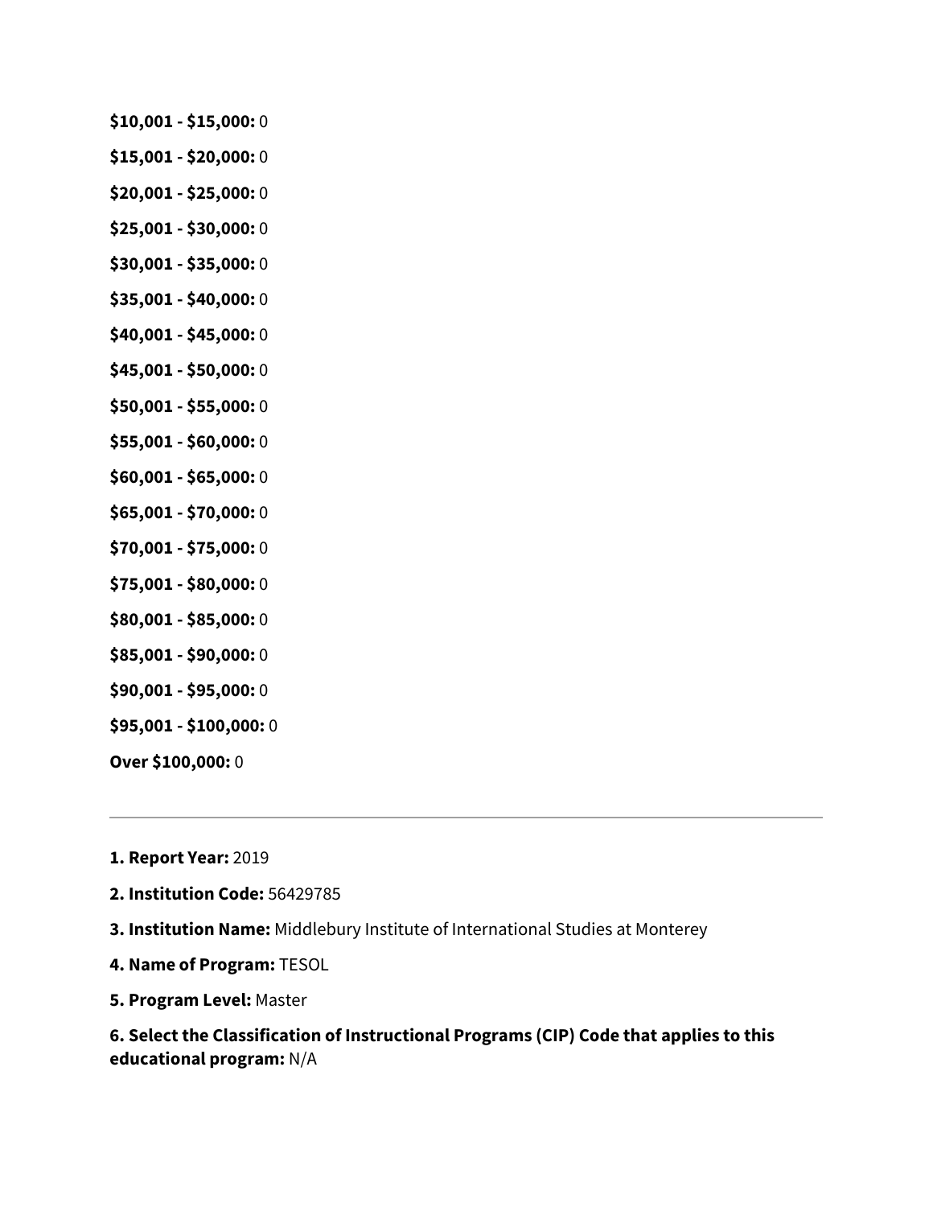**$10,001 - $15,000:** 0

**$15,001 - $20,000:** 0

**$20,001 - $25,000:** 0

**$25,001 - $30,000:** 0

**$30,001 - $35,000:** 0

**$35,001 - $40,000:** 0

**$40,001 - $45,000:** 0

**$45,001 - $50,000:** 0

**$50,001 - $55,000:** 0

**$55,001 - $60,000:** 0

**$60,001 - $65,000:** 0

**$65,001 - $70,000:** 0

**$70,001 - $75,000:** 0

**$75,001 - $80,000:** 0

**$80,001 - $85,000:** 0

**$85,001 - $90,000:** 0

**$90,001 - $95,000:** 0

**$95,001 - $100,000:** 0

**Over $100,000:** 0

---

**1. Report Year:** 2019

**2. Institution Code:** 56429785

**3. Institution Name:** Middlebury Institute of International Studies at Monterey

**4. Name of Program:** TESOL

**5. Program Level:** Master

**6. Select the Classification of Instructional Programs (CIP) Code that applies to this educational program:** N/A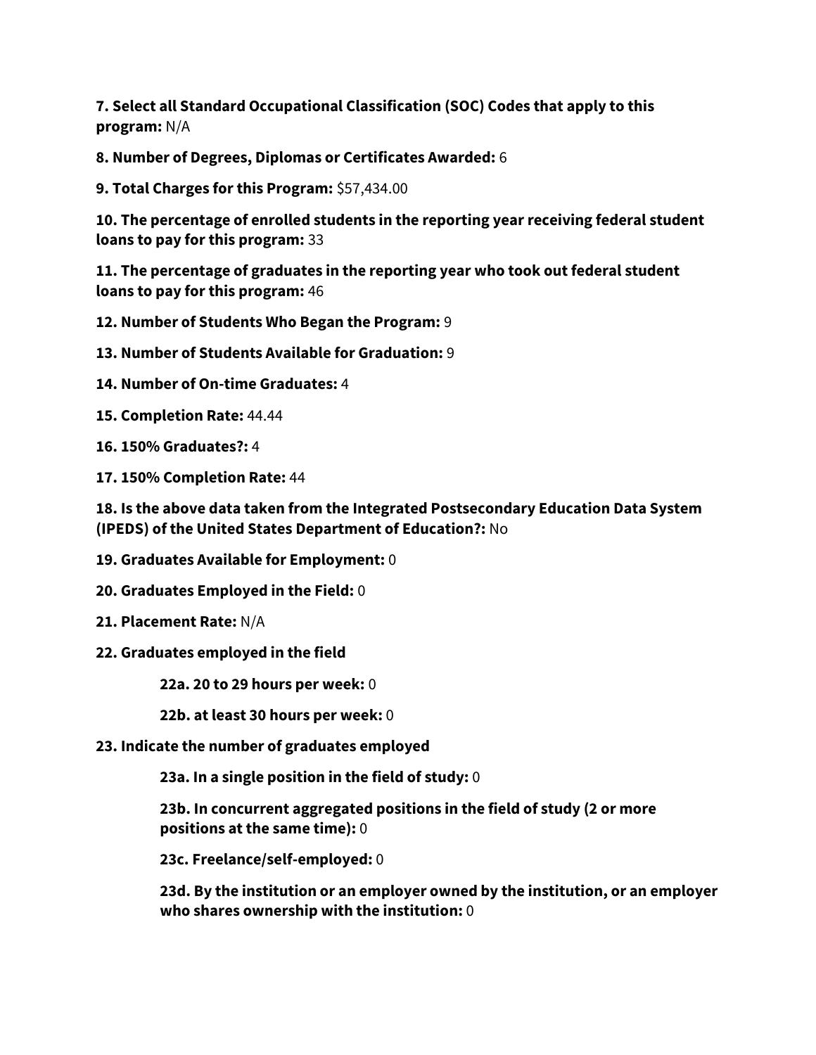**7. Select all Standard Occupational Classification (SOC) Codes that apply to this program:** N/A

**8. Number of Degrees, Diplomas or Certificates Awarded:** 6

**9. Total Charges for this Program:** $57,434.00

**10. The percentage of enrolled students in the reporting year receiving federal student loans to pay for this program:** 33

**11. The percentage of graduates in the reporting year who took out federal student loans to pay for this program:** 46

**12. Number of Students Who Began the Program:** 9

**13. Number of Students Available for Graduation:** 9

**14. Number of On-time Graduates:** 4

**15. Completion Rate:** 44.44

**16. 150% Graduates?:** 4

**17. 150% Completion Rate:** 44

**18. Is the above data taken from the Integrated Postsecondary Education Data System (IPEDS) of the United States Department of Education?:** No

**19. Graduates Available for Employment:** 0

**20. Graduates Employed in the Field:** 0

**21. Placement Rate:** N/A

**22. Graduates employed in the field**

> **22a. 20 to 29 hours per week:** 0
>
> **22b. at least 30 hours per week:** 0

**23. Indicate the number of graduates employed**

> **23a. In a single position in the field of study:** 0
>
> **23b. In concurrent aggregated positions in the field of study (2 or more positions at the same time):** 0
>
> **23c. Freelance/self-employed:** 0
>
> **23d. By the institution or an employer owned by the institution, or an employer who shares ownership with the institution:** 0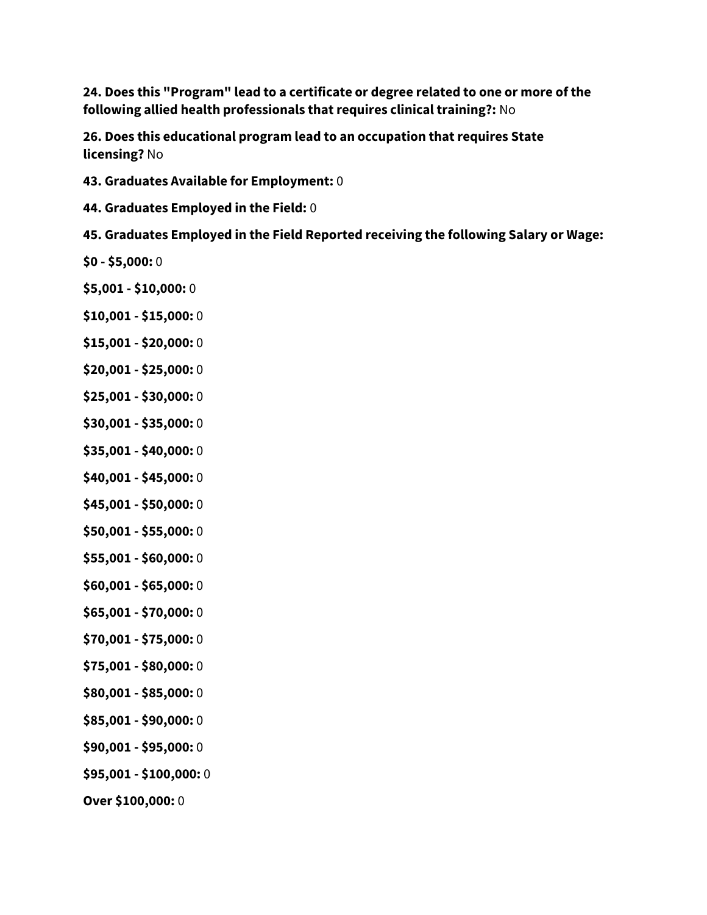**24. Does this "Program" lead to a certificate or degree related to one or more of the following allied health professionals that requires clinical training?:** No

**26. Does this educational program lead to an occupation that requires State licensing?** No

**43. Graduates Available for Employment:** 0

**44. Graduates Employed in the Field:** 0

**45. Graduates Employed in the Field Reported receiving the following Salary or Wage:**

**$0 - $5,000:** 0

**$5,001 - $10,000:** 0

**$10,001 - $15,000:** 0

**$15,001 - $20,000:** 0

**$20,001 - $25,000:** 0

**$25,001 - $30,000:** 0

**$30,001 - $35,000:** 0

**$35,001 - $40,000:** 0

**$40,001 - $45,000:** 0

**$45,001 - $50,000:** 0

**$50,001 - $55,000:** 0

**$55,001 - $60,000:** 0

**$60,001 - $65,000:** 0

**$65,001 - $70,000:** 0

**$70,001 - $75,000:** 0

**$75,001 - $80,000:** 0

**$80,001 - $85,000:** 0

**$85,001 - $90,000:** 0

**$90,001 - $95,000:** 0

**$95,001 - $100,000:** 0

**Over $100,000:** 0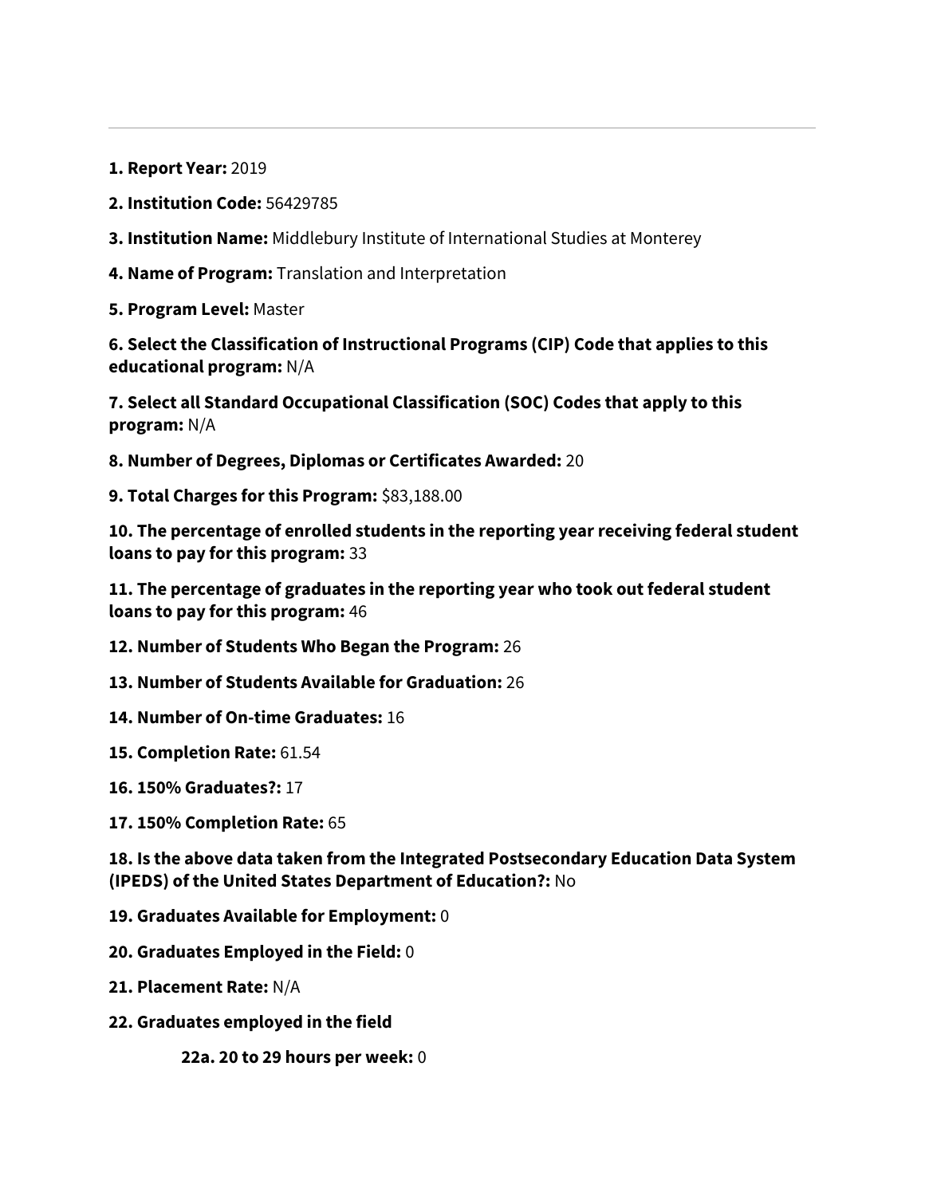---

**1. Report Year:** 2019

**2. Institution Code:** 56429785

**3. Institution Name:** Middlebury Institute of International Studies at Monterey

**4. Name of Program:** Translation and Interpretation

**5. Program Level:** Master

**6. Select the Classification of Instructional Programs (CIP) Code that applies to this educational program:** N/A

**7. Select all Standard Occupational Classification (SOC) Codes that apply to this program:** N/A

**8. Number of Degrees, Diplomas or Certificates Awarded:** 20

**9. Total Charges for this Program:** $83,188.00

**10. The percentage of enrolled students in the reporting year receiving federal student loans to pay for this program:** 33

**11. The percentage of graduates in the reporting year who took out federal student loans to pay for this program:** 46

**12. Number of Students Who Began the Program:** 26

**13. Number of Students Available for Graduation:** 26

**14. Number of On-time Graduates:** 16

**15. Completion Rate:** 61.54

**16. 150% Graduates?:** 17

**17. 150% Completion Rate:** 65

**18. Is the above data taken from the Integrated Postsecondary Education Data System (IPEDS) of the United States Department of Education?:** No

**19. Graduates Available for Employment:** 0

**20. Graduates Employed in the Field:** 0

**21. Placement Rate:** N/A

**22. Graduates employed in the field**

**22a. 20 to 29 hours per week:** 0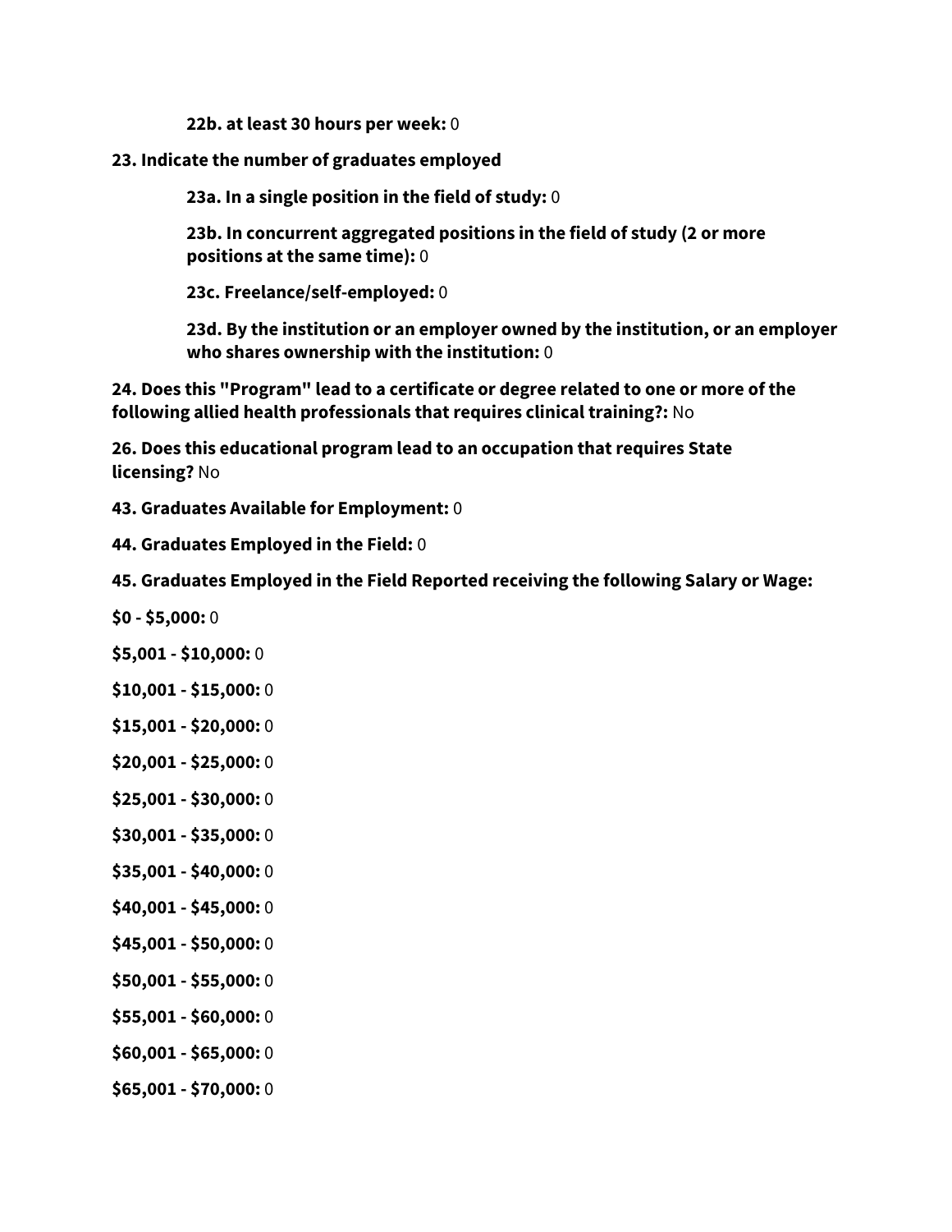**22b. at least 30 hours per week:** 0

**23. Indicate the number of graduates employed**

**23a. In a single position in the field of study:** 0

**23b. In concurrent aggregated positions in the field of study (2 or more positions at the same time):** 0

**23c. Freelance/self-employed:** 0

**23d. By the institution or an employer owned by the institution, or an employer who shares ownership with the institution:** 0

**24. Does this "Program" lead to a certificate or degree related to one or more of the following allied health professionals that requires clinical training?:** No

**26. Does this educational program lead to an occupation that requires State licensing?** No

**43. Graduates Available for Employment:** 0

**44. Graduates Employed in the Field:** 0

**45. Graduates Employed in the Field Reported receiving the following Salary or Wage:**

**$0 - $5,000:** 0

**$5,001 - $10,000:** 0

**$10,001 - $15,000:** 0

**$15,001 - $20,000:** 0

**$20,001 - $25,000:** 0

**$25,001 - $30,000:** 0

**$30,001 - $35,000:** 0

**$35,001 - $40,000:** 0

**$40,001 - $45,000:** 0

**$45,001 - $50,000:** 0

**$50,001 - $55,000:** 0

**$55,001 - $60,000:** 0

**$60,001 - $65,000:** 0

**$65,001 - $70,000:** 0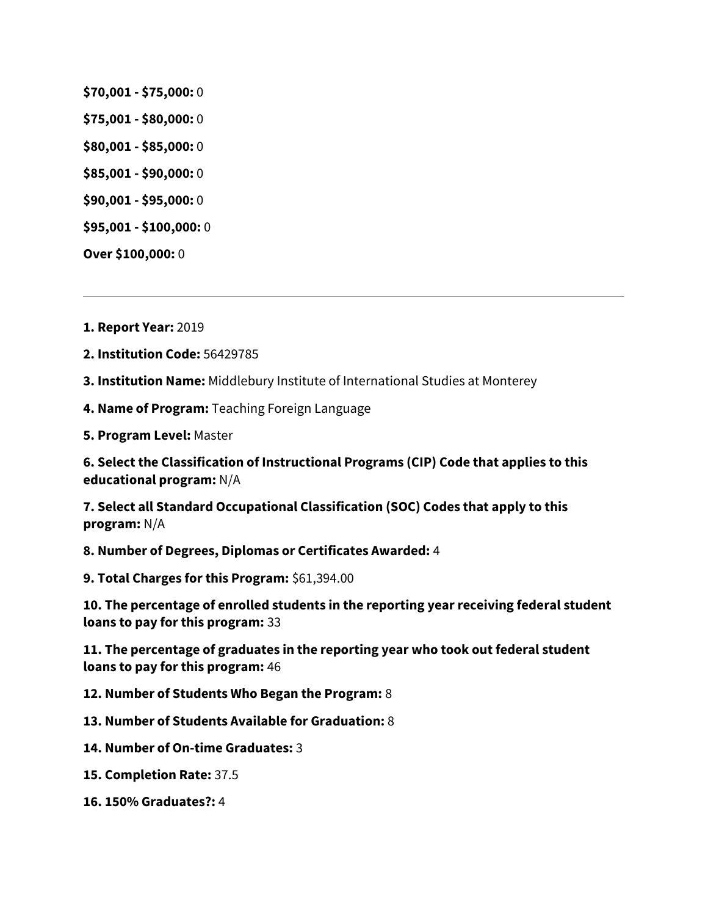**$70,001 - $75,000:** 0

**$75,001 - $80,000:** 0

**$80,001 - $85,000:** 0

**$85,001 - $90,000:** 0

**$90,001 - $95,000:** 0

**$95,001 - $100,000:** 0

**Over $100,000:** 0

---

**1. Report Year:** 2019

**2. Institution Code:** 56429785

**3. Institution Name:** Middlebury Institute of International Studies at Monterey

**4. Name of Program:** Teaching Foreign Language

**5. Program Level:** Master

**6. Select the Classification of Instructional Programs (CIP) Code that applies to this educational program:** N/A

**7. Select all Standard Occupational Classification (SOC) Codes that apply to this program:** N/A

**8. Number of Degrees, Diplomas or Certificates Awarded:** 4

**9. Total Charges for this Program:** $61,394.00

**10. The percentage of enrolled students in the reporting year receiving federal student loans to pay for this program:** 33

**11. The percentage of graduates in the reporting year who took out federal student loans to pay for this program:** 46

**12. Number of Students Who Began the Program:** 8

**13. Number of Students Available for Graduation:** 8

**14. Number of On-time Graduates:** 3

**15. Completion Rate:** 37.5

**16. 150% Graduates?:** 4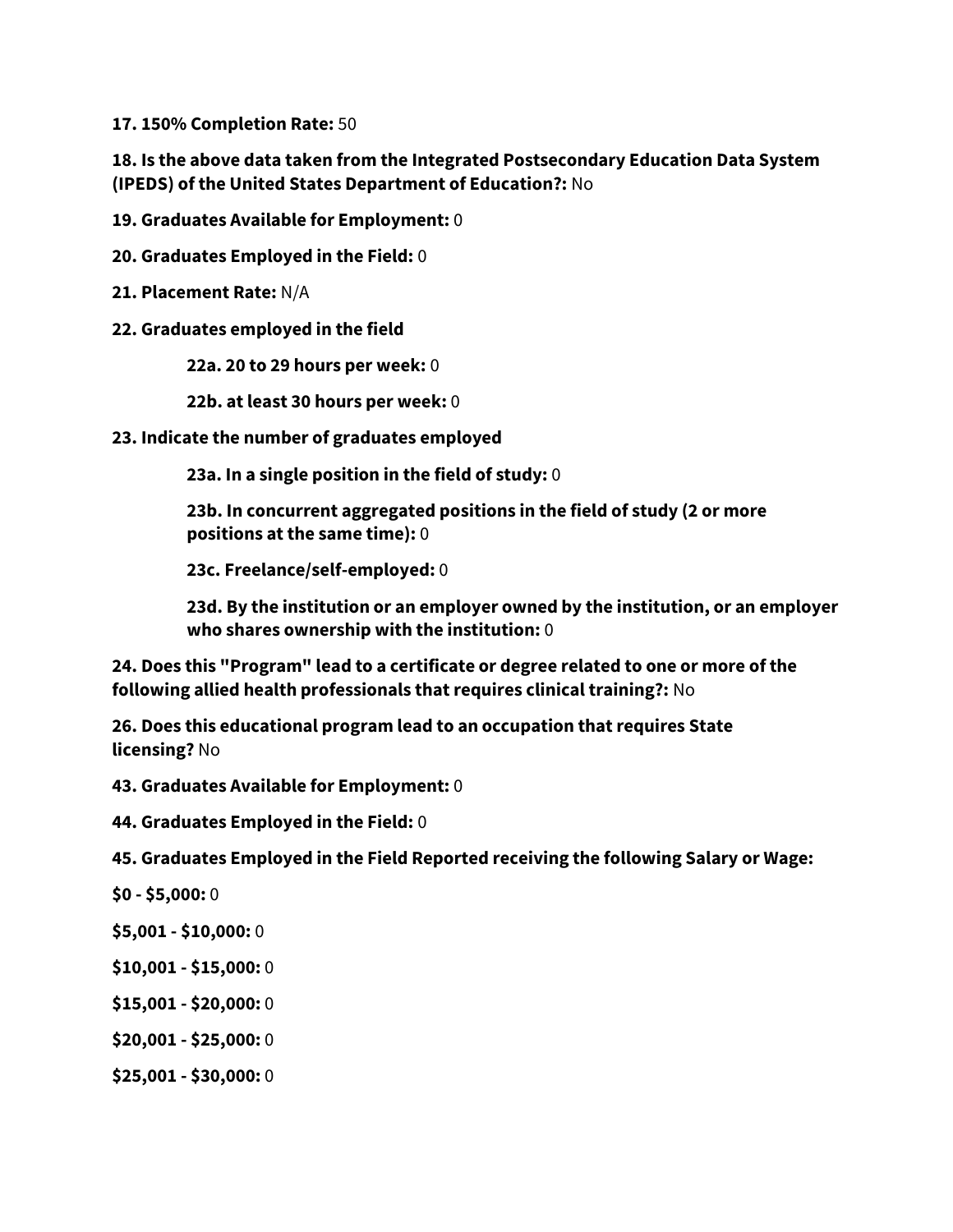**17. 150% Completion Rate:** 50

**18. Is the above data taken from the Integrated Postsecondary Education Data System (IPEDS) of the United States Department of Education?:** No

**19. Graduates Available for Employment:** 0

**20. Graduates Employed in the Field:** 0

**21. Placement Rate:** N/A

**22. Graduates employed in the field**

> **22a. 20 to 29 hours per week:** 0
>
> **22b. at least 30 hours per week:** 0

**23. Indicate the number of graduates employed**

> **23a. In a single position in the field of study:** 0
>
> **23b. In concurrent aggregated positions in the field of study (2 or more positions at the same time):** 0
>
> **23c. Freelance/self-employed:** 0
>
> **23d. By the institution or an employer owned by the institution, or an employer who shares ownership with the institution:** 0

**24. Does this "Program" lead to a certificate or degree related to one or more of the following allied health professionals that requires clinical training?:** No

**26. Does this educational program lead to an occupation that requires State licensing?** No

**43. Graduates Available for Employment:** 0

**44. Graduates Employed in the Field:** 0

**45. Graduates Employed in the Field Reported receiving the following Salary or Wage:**

**$0 - $5,000:** 0

**$5,001 - $10,000:** 0

**$10,001 - $15,000:** 0

**$15,001 - $20,000:** 0

**$20,001 - $25,000:** 0

**$25,001 - $30,000:** 0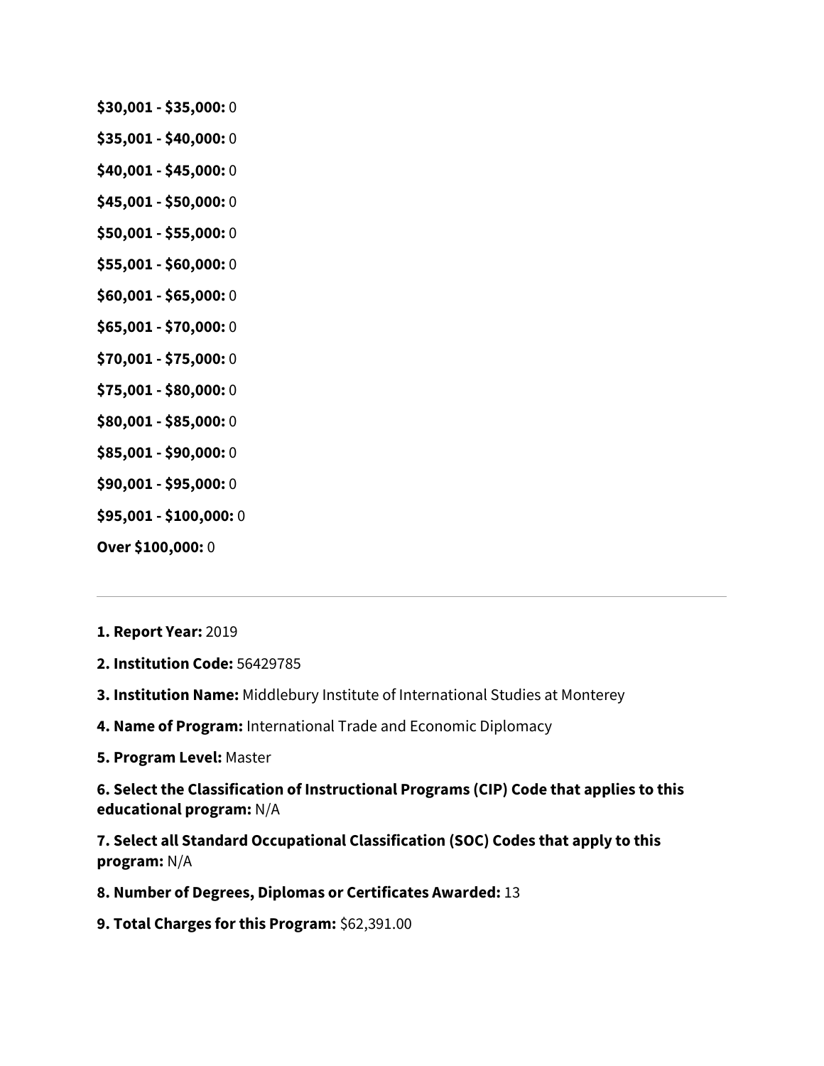**$30,001 - $35,000:** 0

**$35,001 - $40,000:** 0

**$40,001 - $45,000:** 0

**$45,001 - $50,000:** 0

**$50,001 - $55,000:** 0

**$55,001 - $60,000:** 0

**$60,001 - $65,000:** 0

**$65,001 - $70,000:** 0

**$70,001 - $75,000:** 0

**$75,001 - $80,000:** 0

**$80,001 - $85,000:** 0

**$85,001 - $90,000:** 0

**$90,001 - $95,000:** 0

**$95,001 - $100,000:** 0

**Over $100,000:** 0

---

**1. Report Year:** 2019

**2. Institution Code:** 56429785

**3. Institution Name:** Middlebury Institute of International Studies at Monterey

**4. Name of Program:** International Trade and Economic Diplomacy

**5. Program Level:** Master

**6. Select the Classification of Instructional Programs (CIP) Code that applies to this educational program:** N/A

**7. Select all Standard Occupational Classification (SOC) Codes that apply to this program:** N/A

**8. Number of Degrees, Diplomas or Certificates Awarded:** 13

**9. Total Charges for this Program:** $62,391.00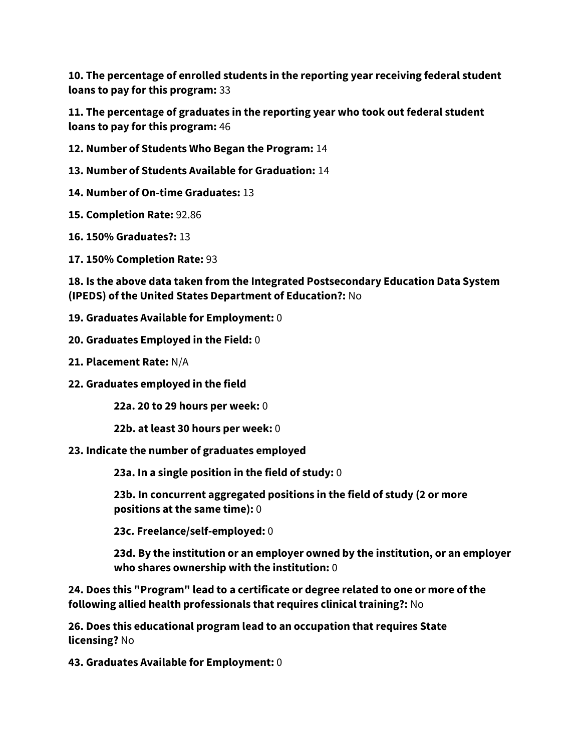**10. The percentage of enrolled students in the reporting year receiving federal student loans to pay for this program:** 33

**11. The percentage of graduates in the reporting year who took out federal student loans to pay for this program:** 46

**12. Number of Students Who Began the Program:** 14

**13. Number of Students Available for Graduation:** 14

**14. Number of On-time Graduates:** 13

**15. Completion Rate:** 92.86

**16. 150% Graduates?:** 13

**17. 150% Completion Rate:** 93

**18. Is the above data taken from the Integrated Postsecondary Education Data System (IPEDS) of the United States Department of Education?:** No

**19. Graduates Available for Employment:** 0

**20. Graduates Employed in the Field:** 0

**21. Placement Rate:** N/A

**22. Graduates employed in the field**

> **22a. 20 to 29 hours per week:** 0
>
> **22b. at least 30 hours per week:** 0

**23. Indicate the number of graduates employed**

> **23a. In a single position in the field of study:** 0
>
> **23b. In concurrent aggregated positions in the field of study (2 or more positions at the same time):** 0
>
> **23c. Freelance/self-employed:** 0
>
> **23d. By the institution or an employer owned by the institution, or an employer who shares ownership with the institution:** 0

**24. Does this "Program" lead to a certificate or degree related to one or more of the following allied health professionals that requires clinical training?:** No

**26. Does this educational program lead to an occupation that requires State licensing?** No

**43. Graduates Available for Employment:** 0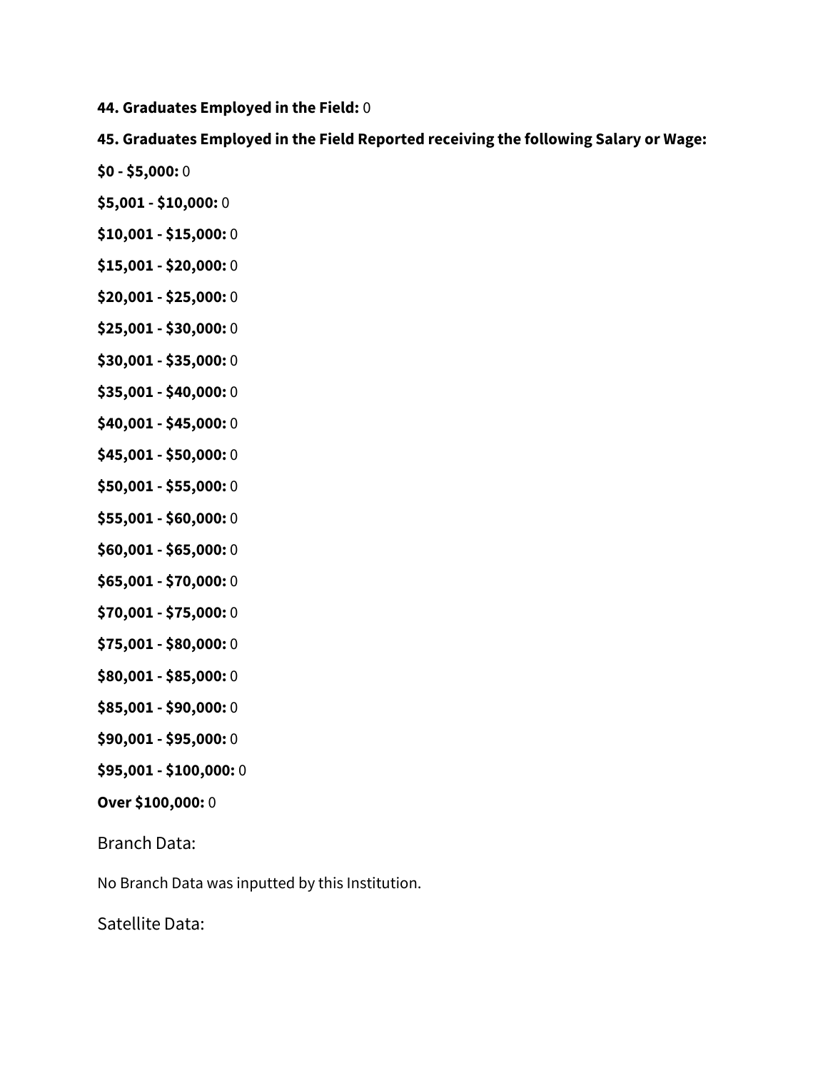**44. Graduates Employed in the Field:** 0

**45. Graduates Employed in the Field Reported receiving the following Salary or Wage:**

**$0 - $5,000:** 0

**$5,001 - $10,000:** 0

**$10,001 - $15,000:** 0

**$15,001 - $20,000:** 0

**$20,001 - $25,000:** 0

**$25,001 - $30,000:** 0

**$30,001 - $35,000:** 0

**$35,001 - $40,000:** 0

**$40,001 - $45,000:** 0

**$45,001 - $50,000:** 0

**$50,001 - $55,000:** 0

**$55,001 - $60,000:** 0

**$60,001 - $65,000:** 0

**$65,001 - $70,000:** 0

**$70,001 - $75,000:** 0

**$75,001 - $80,000:** 0

**$80,001 - $85,000:** 0

**$85,001 - $90,000:** 0

**$90,001 - $95,000:** 0

**$95,001 - $100,000:** 0

**Over $100,000:** 0

## Branch Data:

No Branch Data was inputted by this Institution.

## Satellite Data: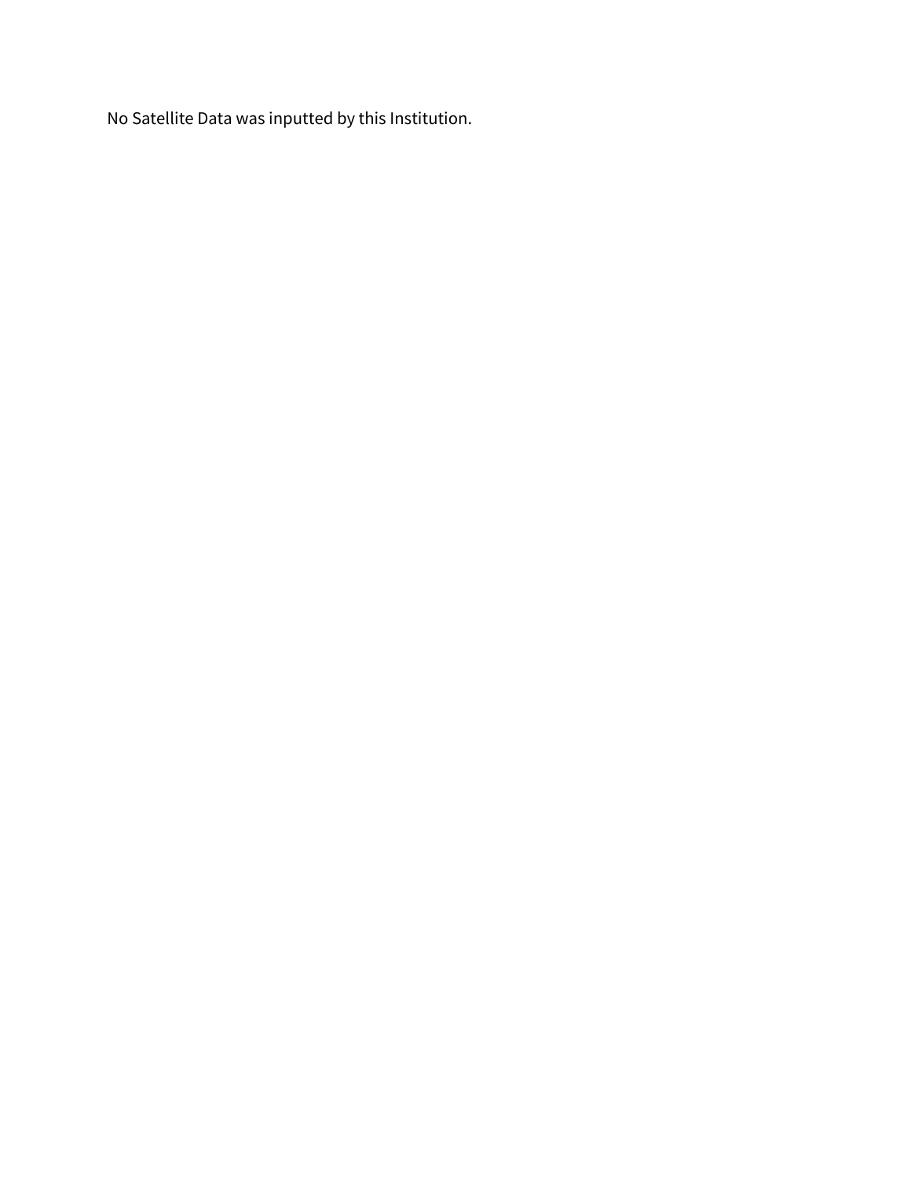No Satellite Data was inputted by this Institution.